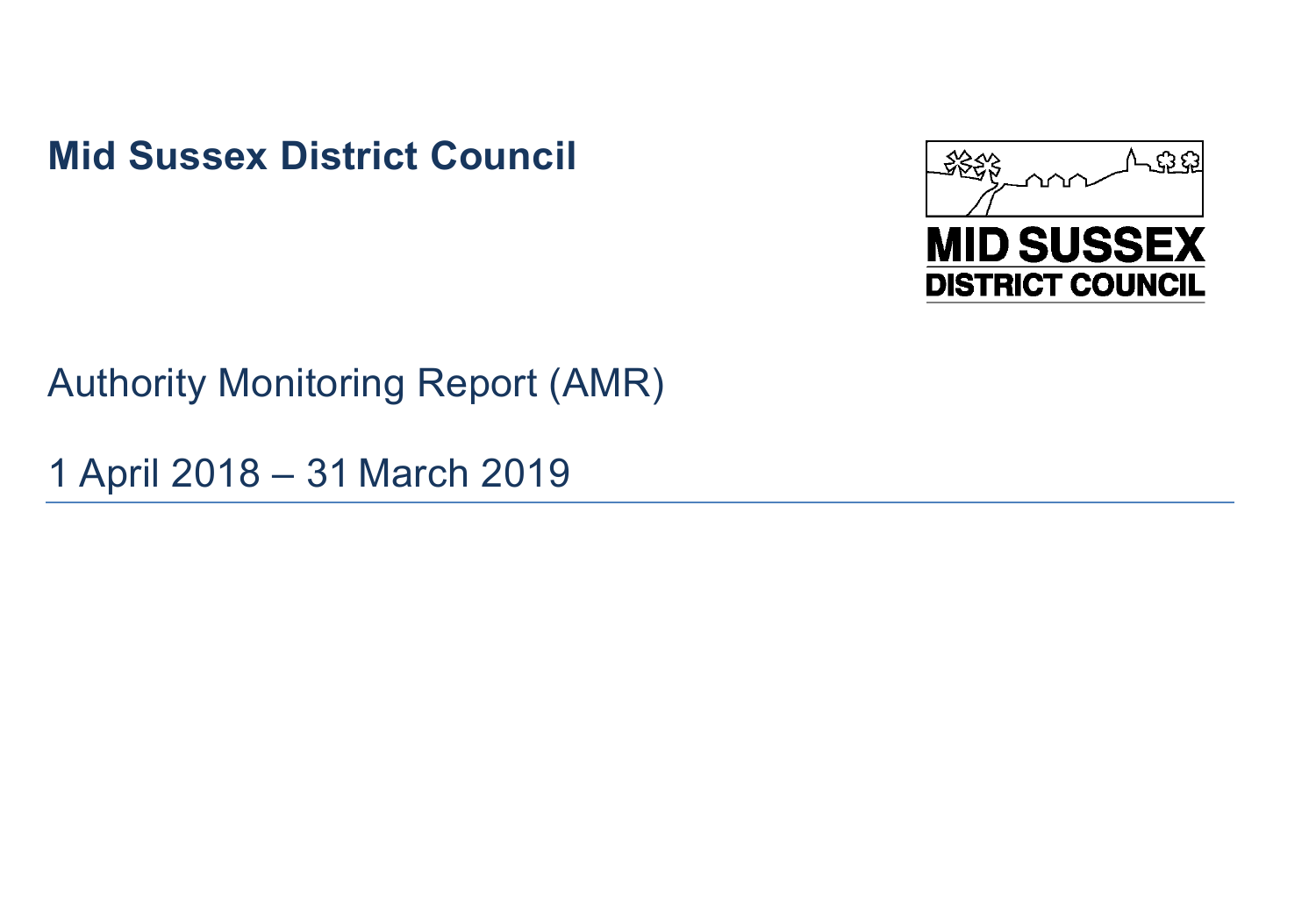# Mid Sussex District Council

MID SUSSEX
DISTRICT COUNCIL

## Authority Monitoring Report (AMR)

## 1 April 2018 – 31 March 2019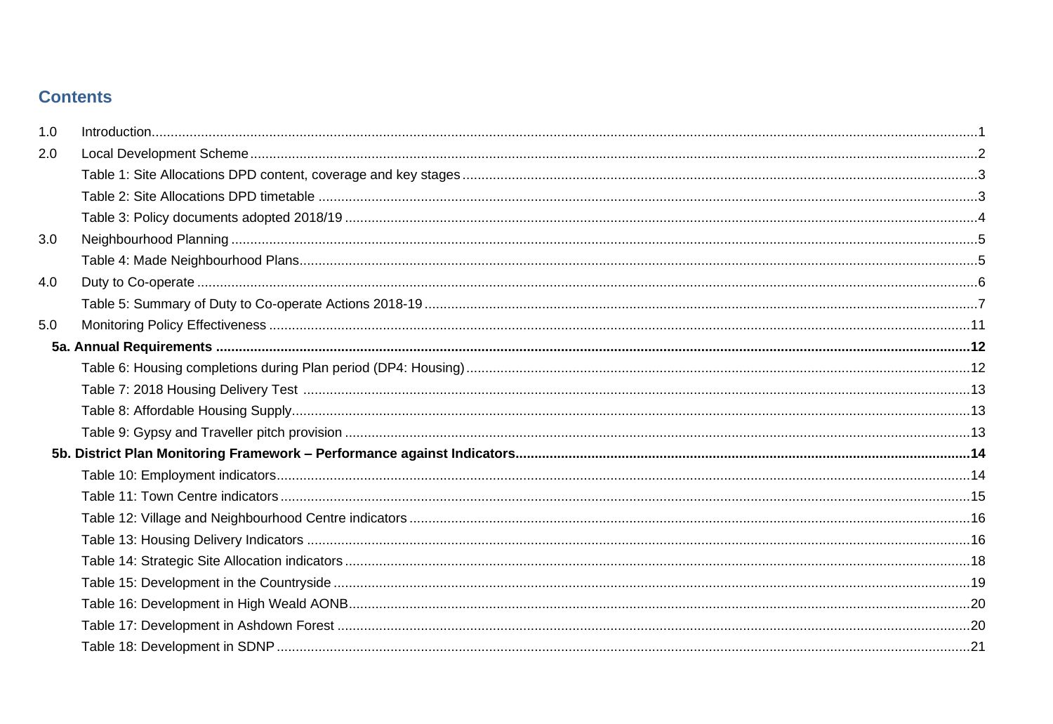## Contents

1.0 Introduction ... 1

2.0 Local Development Scheme ... 2

- Table 1: Site Allocations DPD content, coverage and key stages ... 3
- Table 2: Site Allocations DPD timetable ... 3
- Table 3: Policy documents adopted 2018/19 ... 4

3.0 Neighbourhood Planning ... 5

- Table 4: Made Neighbourhood Plans ... 5

4.0 Duty to Co-operate ... 6

- Table 5: Summary of Duty to Co-operate Actions 2018-19 ... 7

5.0 Monitoring Policy Effectiveness ... 11

**5a. Annual Requirements ... 12**

- Table 6: Housing completions during Plan period (DP4: Housing) ... 12
- Table 7: 2018 Housing Delivery Test ... 13
- Table 8: Affordable Housing Supply ... 13
- Table 9: Gypsy and Traveller pitch provision ... 13

**5b. District Plan Monitoring Framework – Performance against Indicators ... 14**

- Table 10: Employment indicators ... 14
- Table 11: Town Centre indicators ... 15
- Table 12: Village and Neighbourhood Centre indicators ... 16
- Table 13: Housing Delivery Indicators ... 16
- Table 14: Strategic Site Allocation indicators ... 18
- Table 15: Development in the Countryside ... 19
- Table 16: Development in High Weald AONB ... 20
- Table 17: Development in Ashdown Forest ... 20
- Table 18: Development in SDNP ... 21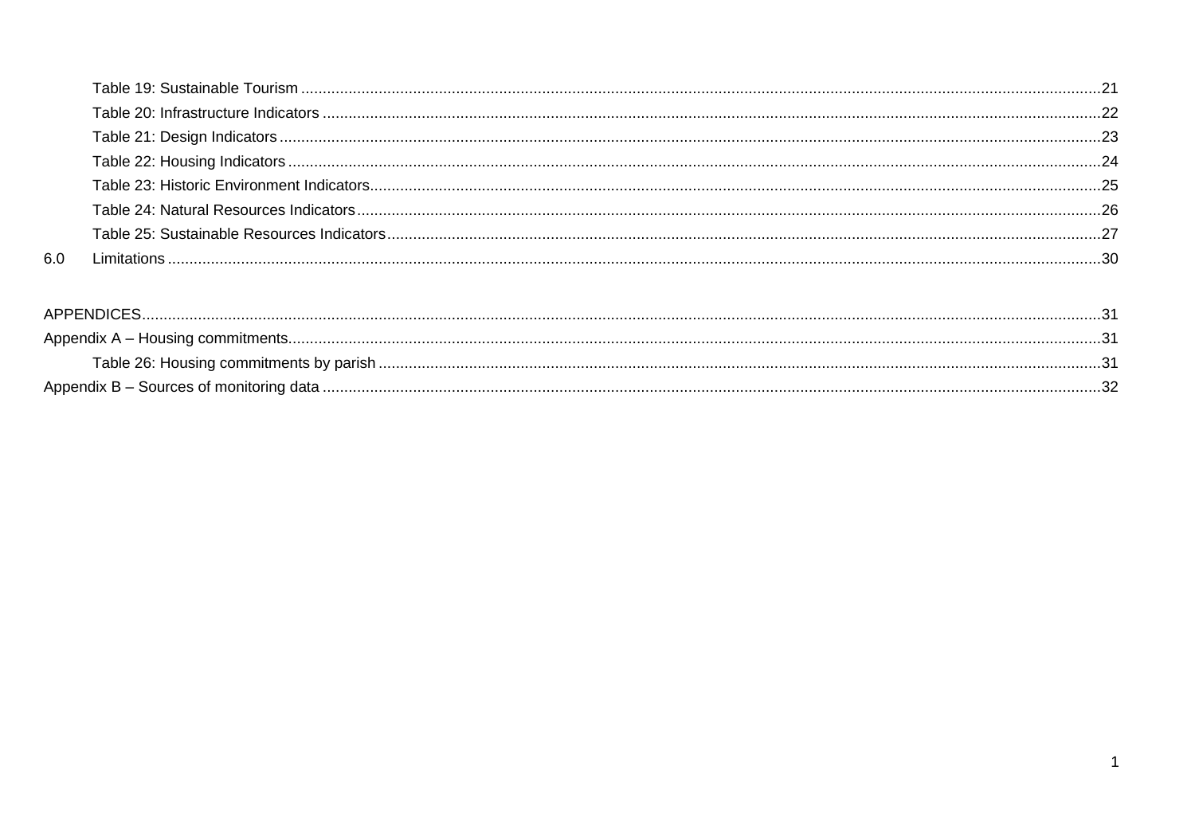Table 19: Sustainable Tourism ....... 21
Table 20: Infrastructure Indicators ....... 22
Table 21: Design Indicators ....... 23
Table 22: Housing Indicators ....... 24
Table 23: Historic Environment Indicators ....... 25
Table 24: Natural Resources Indicators ....... 26
Table 25: Sustainable Resources Indicators ....... 27
6.0 Limitations ....... 30

APPENDICES ....... 31
Appendix A – Housing commitments ....... 31
Table 26: Housing commitments by parish ....... 31
Appendix B – Sources of monitoring data ....... 32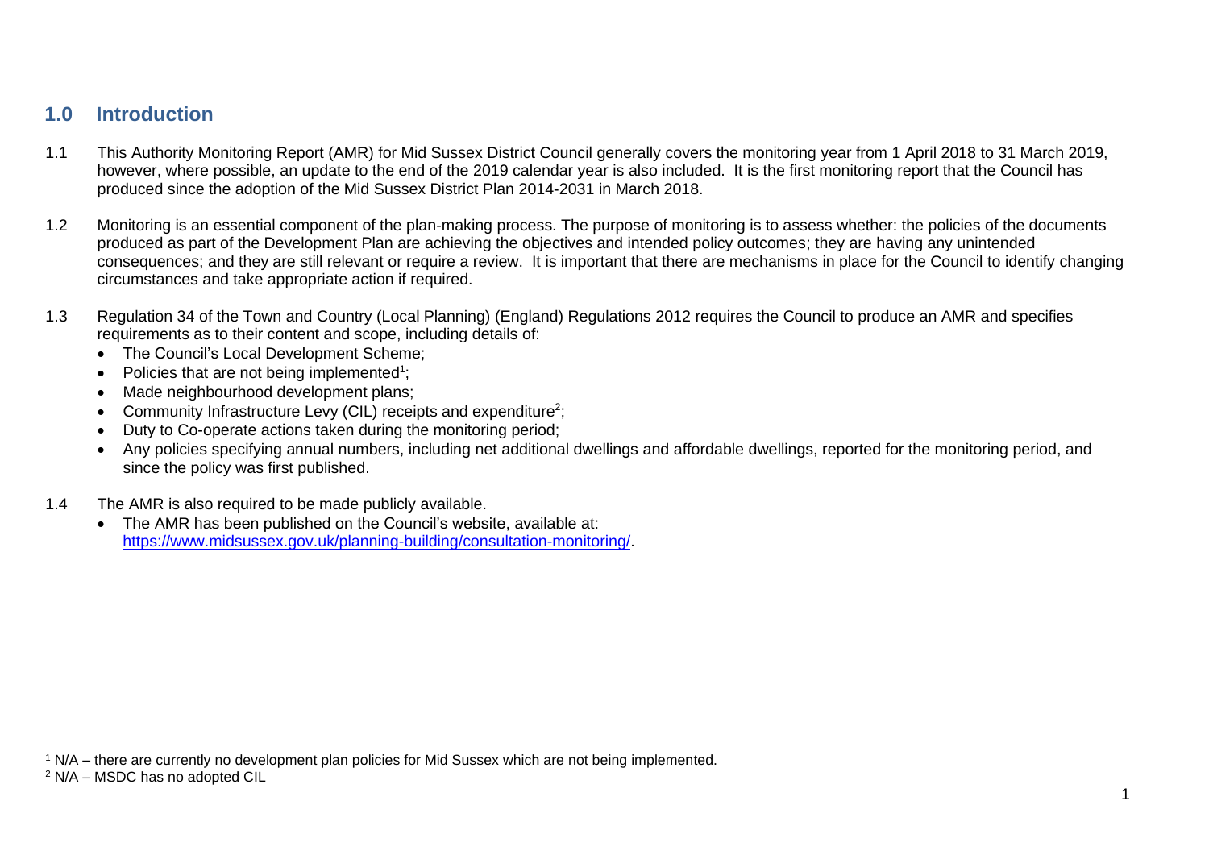## 1.0 Introduction

1.1 This Authority Monitoring Report (AMR) for Mid Sussex District Council generally covers the monitoring year from 1 April 2018 to 31 March 2019, however, where possible, an update to the end of the 2019 calendar year is also included. It is the first monitoring report that the Council has produced since the adoption of the Mid Sussex District Plan 2014-2031 in March 2018.

1.2 Monitoring is an essential component of the plan-making process. The purpose of monitoring is to assess whether: the policies of the documents produced as part of the Development Plan are achieving the objectives and intended policy outcomes; they are having any unintended consequences; and they are still relevant or require a review. It is important that there are mechanisms in place for the Council to identify changing circumstances and take appropriate action if required.

1.3 Regulation 34 of the Town and Country (Local Planning) (England) Regulations 2012 requires the Council to produce an AMR and specifies requirements as to their content and scope, including details of:

- The Council's Local Development Scheme;
- Policies that are not being implemented[1];
- Made neighbourhood development plans;
- Community Infrastructure Levy (CIL) receipts and expenditure[2];
- Duty to Co-operate actions taken during the monitoring period;
- Any policies specifying annual numbers, including net additional dwellings and affordable dwellings, reported for the monitoring period, and since the policy was first published.

1.4 The AMR is also required to be made publicly available.

- The AMR has been published on the Council's website, available at: https://www.midsussex.gov.uk/planning-building/consultation-monitoring/.

---

[1] N/A – there are currently no development plan policies for Mid Sussex which are not being implemented.

[2] N/A – MSDC has no adopted CIL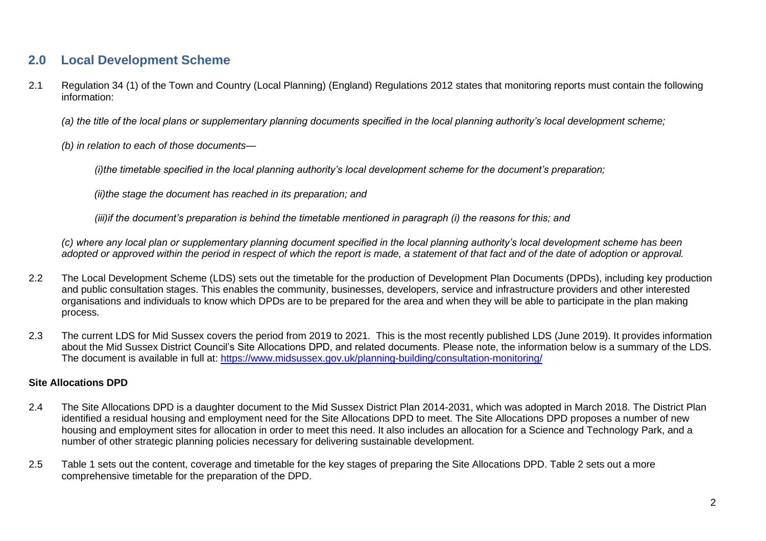## 2.0 Local Development Scheme

2.1 Regulation 34 (1) of the Town and Country (Local Planning) (England) Regulations 2012 states that monitoring reports must contain the following information:

*(a) the title of the local plans or supplementary planning documents specified in the local planning authority's local development scheme;*

*(b) in relation to each of those documents—*

*(i)the timetable specified in the local planning authority's local development scheme for the document's preparation;*

*(ii)the stage the document has reached in its preparation; and*

*(iii)if the document's preparation is behind the timetable mentioned in paragraph (i) the reasons for this; and*

*(c) where any local plan or supplementary planning document specified in the local planning authority's local development scheme has been adopted or approved within the period in respect of which the report is made, a statement of that fact and of the date of adoption or approval.*

2.2 The Local Development Scheme (LDS) sets out the timetable for the production of Development Plan Documents (DPDs), including key production and public consultation stages. This enables the community, businesses, developers, service and infrastructure providers and other interested organisations and individuals to know which DPDs are to be prepared for the area and when they will be able to participate in the plan making process.

2.3 The current LDS for Mid Sussex covers the period from 2019 to 2021. This is the most recently published LDS (June 2019). It provides information about the Mid Sussex District Council's Site Allocations DPD, and related documents. Please note, the information below is a summary of the LDS. The document is available in full at: https://www.midsussex.gov.uk/planning-building/consultation-monitoring/

**Site Allocations DPD**

2.4 The Site Allocations DPD is a daughter document to the Mid Sussex District Plan 2014-2031, which was adopted in March 2018. The District Plan identified a residual housing and employment need for the Site Allocations DPD to meet. The Site Allocations DPD proposes a number of new housing and employment sites for allocation in order to meet this need. It also includes an allocation for a Science and Technology Park, and a number of other strategic planning policies necessary for delivering sustainable development.

2.5 Table 1 sets out the content, coverage and timetable for the key stages of preparing the Site Allocations DPD. Table 2 sets out a more comprehensive timetable for the preparation of the DPD.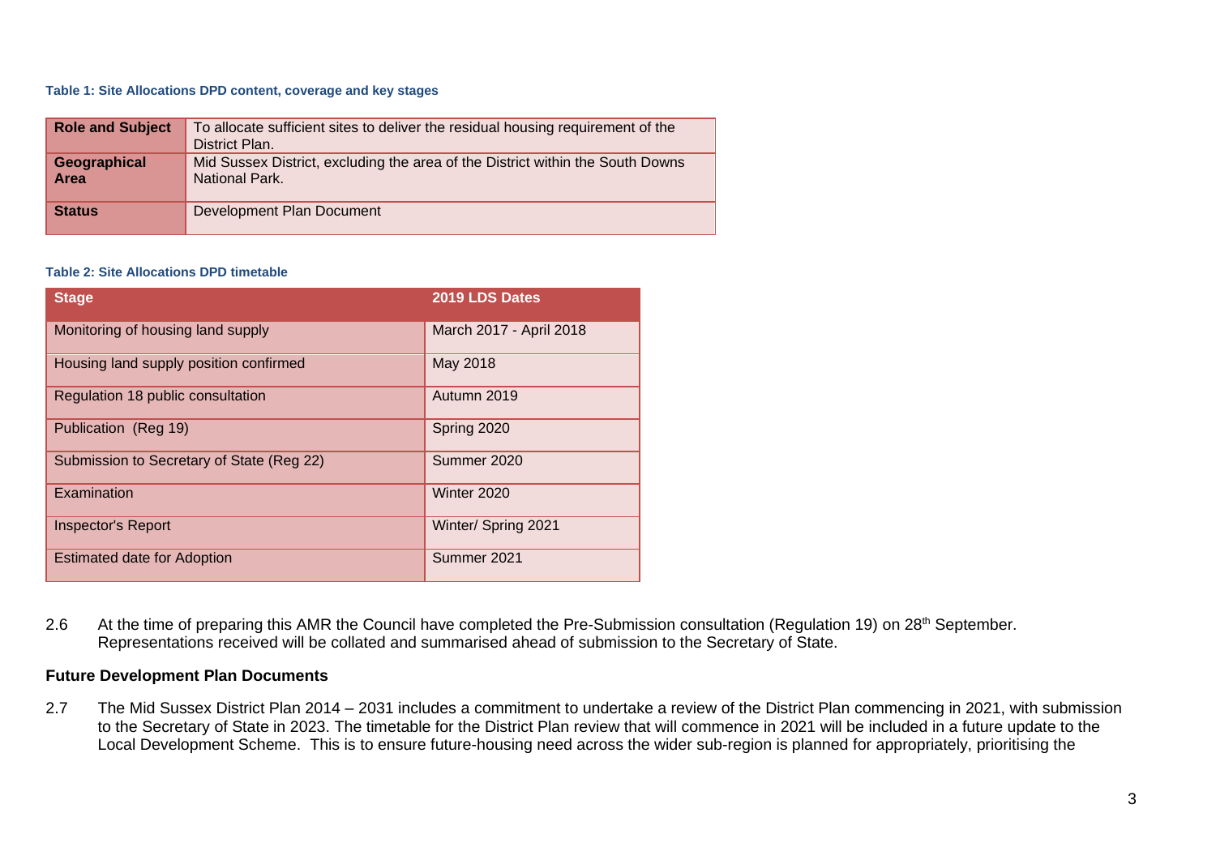**Table 1: Site Allocations DPD content, coverage and key stages**

| **Role and Subject** | To allocate sufficient sites to deliver the residual housing requirement of the District Plan. |
|---|---|
| **Geographical Area** | Mid Sussex District, excluding the area of the District within the South Downs National Park. |
| **Status** | Development Plan Document |

**Table 2: Site Allocations DPD timetable**

| Stage | 2019 LDS Dates |
|---|---|
| Monitoring of housing land supply | March 2017 - April 2018 |
| Housing land supply position confirmed | May 2018 |
| Regulation 18 public consultation | Autumn 2019 |
| Publication (Reg 19) | Spring 2020 |
| Submission to Secretary of State (Reg 22) | Summer 2020 |
| Examination | Winter 2020 |
| Inspector's Report | Winter/ Spring 2021 |
| Estimated date for Adoption | Summer 2021 |

2.6 At the time of preparing this AMR the Council have completed the Pre-Submission consultation (Regulation 19) on 28th September. Representations received will be collated and summarised ahead of submission to the Secretary of State.

**Future Development Plan Documents**

2.7 The Mid Sussex District Plan 2014 – 2031 includes a commitment to undertake a review of the District Plan commencing in 2021, with submission to the Secretary of State in 2023. The timetable for the District Plan review that will commence in 2021 will be included in a future update to the Local Development Scheme. This is to ensure future-housing need across the wider sub-region is planned for appropriately, prioritising the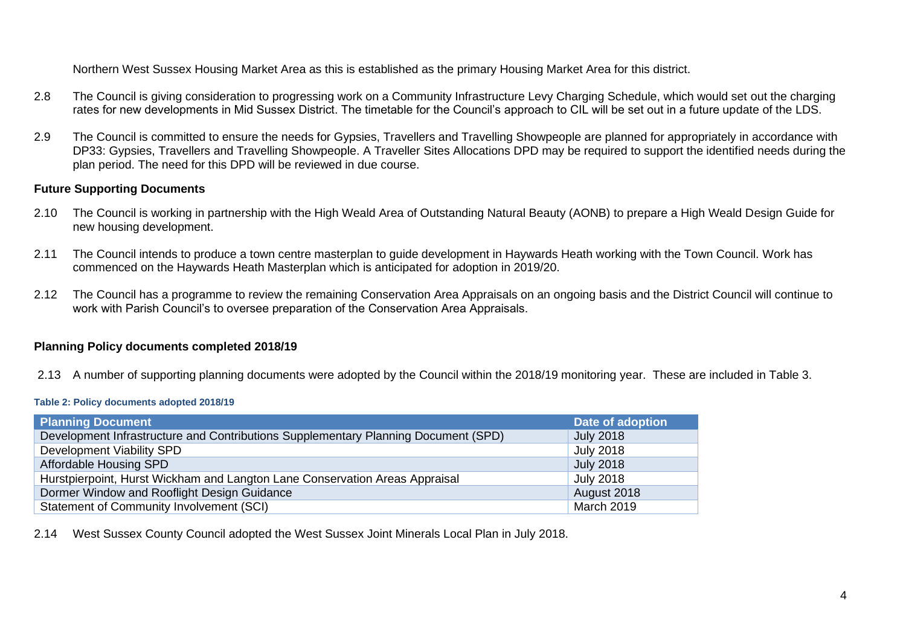Northern West Sussex Housing Market Area as this is established as the primary Housing Market Area for this district.

2.8 The Council is giving consideration to progressing work on a Community Infrastructure Levy Charging Schedule, which would set out the charging rates for new developments in Mid Sussex District. The timetable for the Council's approach to CIL will be set out in a future update of the LDS.

2.9 The Council is committed to ensure the needs for Gypsies, Travellers and Travelling Showpeople are planned for appropriately in accordance with DP33: Gypsies, Travellers and Travelling Showpeople. A Traveller Sites Allocations DPD may be required to support the identified needs during the plan period. The need for this DPD will be reviewed in due course.

**Future Supporting Documents**

2.10 The Council is working in partnership with the High Weald Area of Outstanding Natural Beauty (AONB) to prepare a High Weald Design Guide for new housing development.

2.11 The Council intends to produce a town centre masterplan to guide development in Haywards Heath working with the Town Council. Work has commenced on the Haywards Heath Masterplan which is anticipated for adoption in 2019/20.

2.12 The Council has a programme to review the remaining Conservation Area Appraisals on an ongoing basis and the District Council will continue to work with Parish Council's to oversee preparation of the Conservation Area Appraisals.

**Planning Policy documents completed 2018/19**

2.13 A number of supporting planning documents were adopted by the Council within the 2018/19 monitoring year. These are included in Table 3.

**Table 2: Policy documents adopted 2018/19**

| Planning Document | Date of adoption |
| --- | --- |
| Development Infrastructure and Contributions Supplementary Planning Document (SPD) | July 2018 |
| Development Viability SPD | July 2018 |
| Affordable Housing SPD | July 2018 |
| Hurstpierpoint, Hurst Wickham and Langton Lane Conservation Areas Appraisal | July 2018 |
| Dormer Window and Rooflight Design Guidance | August 2018 |
| Statement of Community Involvement (SCI) | March 2019 |

2.14 West Sussex County Council adopted the West Sussex Joint Minerals Local Plan in July 2018.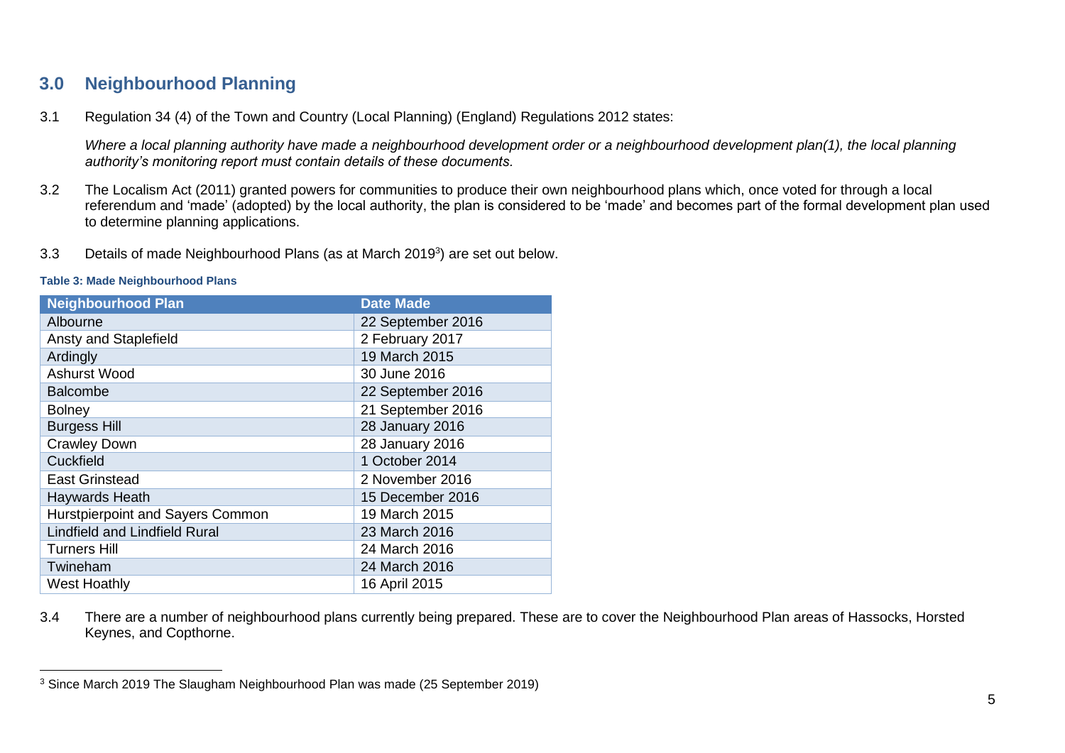## 3.0 Neighbourhood Planning

3.1 Regulation 34 (4) of the Town and Country (Local Planning) (England) Regulations 2012 states:

*Where a local planning authority have made a neighbourhood development order or a neighbourhood development plan(1), the local planning authority's monitoring report must contain details of these documents.*

3.2 The Localism Act (2011) granted powers for communities to produce their own neighbourhood plans which, once voted for through a local referendum and 'made' (adopted) by the local authority, the plan is considered to be 'made' and becomes part of the formal development plan used to determine planning applications.

3.3 Details of made Neighbourhood Plans (as at March 2019[3]) are set out below.

**Table 3: Made Neighbourhood Plans**

| Neighbourhood Plan | Date Made |
|---|---|
| Albourne | 22 September 2016 |
| Ansty and Staplefield | 2 February 2017 |
| Ardingly | 19 March 2015 |
| Ashurst Wood | 30 June 2016 |
| Balcombe | 22 September 2016 |
| Bolney | 21 September 2016 |
| Burgess Hill | 28 January 2016 |
| Crawley Down | 28 January 2016 |
| Cuckfield | 1 October 2014 |
| East Grinstead | 2 November 2016 |
| Haywards Heath | 15 December 2016 |
| Hurstpierpoint and Sayers Common | 19 March 2015 |
| Lindfield and Lindfield Rural | 23 March 2016 |
| Turners Hill | 24 March 2016 |
| Twineham | 24 March 2016 |
| West Hoathly | 16 April 2015 |

3.4 There are a number of neighbourhood plans currently being prepared. These are to cover the Neighbourhood Plan areas of Hassocks, Horsted Keynes, and Copthorne.

[3] Since March 2019 The Slaugham Neighbourhood Plan was made (25 September 2019)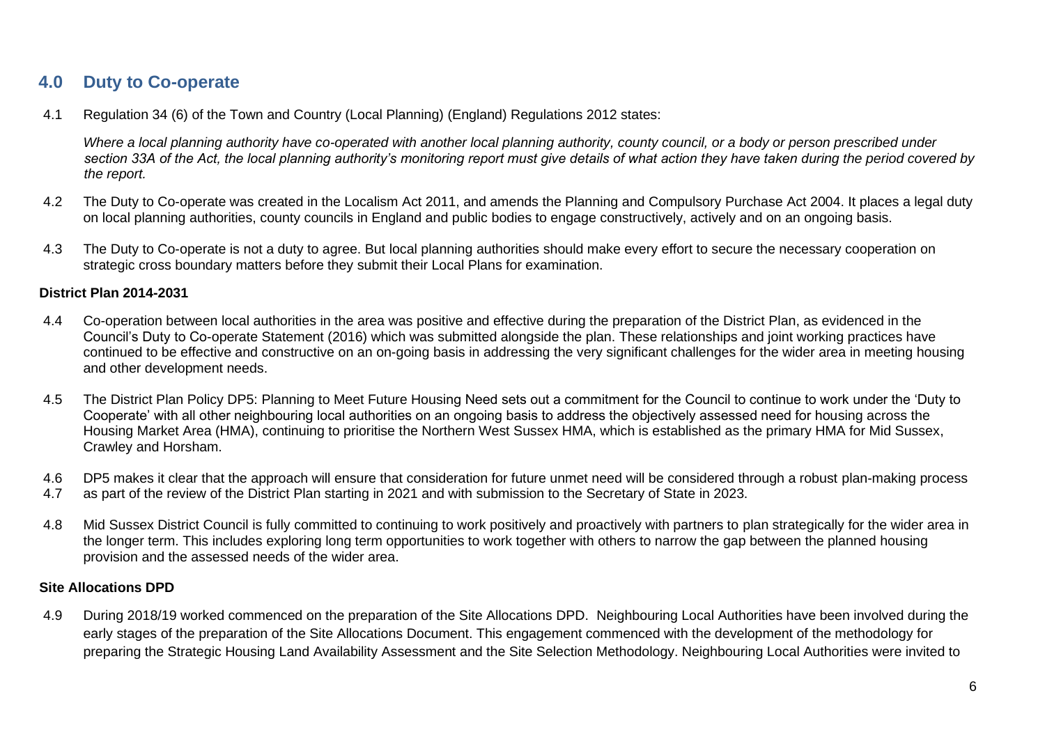## 4.0 Duty to Co-operate

4.1 Regulation 34 (6) of the Town and Country (Local Planning) (England) Regulations 2012 states:

*Where a local planning authority have co-operated with another local planning authority, county council, or a body or person prescribed under section 33A of the Act, the local planning authority's monitoring report must give details of what action they have taken during the period covered by the report.*

4.2 The Duty to Co-operate was created in the Localism Act 2011, and amends the Planning and Compulsory Purchase Act 2004. It places a legal duty on local planning authorities, county councils in England and public bodies to engage constructively, actively and on an ongoing basis.

4.3 The Duty to Co-operate is not a duty to agree. But local planning authorities should make every effort to secure the necessary cooperation on strategic cross boundary matters before they submit their Local Plans for examination.

**District Plan 2014-2031**

4.4 Co-operation between local authorities in the area was positive and effective during the preparation of the District Plan, as evidenced in the Council's Duty to Co-operate Statement (2016) which was submitted alongside the plan. These relationships and joint working practices have continued to be effective and constructive on an on-going basis in addressing the very significant challenges for the wider area in meeting housing and other development needs.

4.5 The District Plan Policy DP5: Planning to Meet Future Housing Need sets out a commitment for the Council to continue to work under the 'Duty to Cooperate' with all other neighbouring local authorities on an ongoing basis to address the objectively assessed need for housing across the Housing Market Area (HMA), continuing to prioritise the Northern West Sussex HMA, which is established as the primary HMA for Mid Sussex, Crawley and Horsham.

4.6 DP5 makes it clear that the approach will ensure that consideration for future unmet need will be considered through a robust plan-making process

4.7 as part of the review of the District Plan starting in 2021 and with submission to the Secretary of State in 2023.

4.8 Mid Sussex District Council is fully committed to continuing to work positively and proactively with partners to plan strategically for the wider area in the longer term. This includes exploring long term opportunities to work together with others to narrow the gap between the planned housing provision and the assessed needs of the wider area.

**Site Allocations DPD**

4.9 During 2018/19 worked commenced on the preparation of the Site Allocations DPD. Neighbouring Local Authorities have been involved during the early stages of the preparation of the Site Allocations Document. This engagement commenced with the development of the methodology for preparing the Strategic Housing Land Availability Assessment and the Site Selection Methodology. Neighbouring Local Authorities were invited to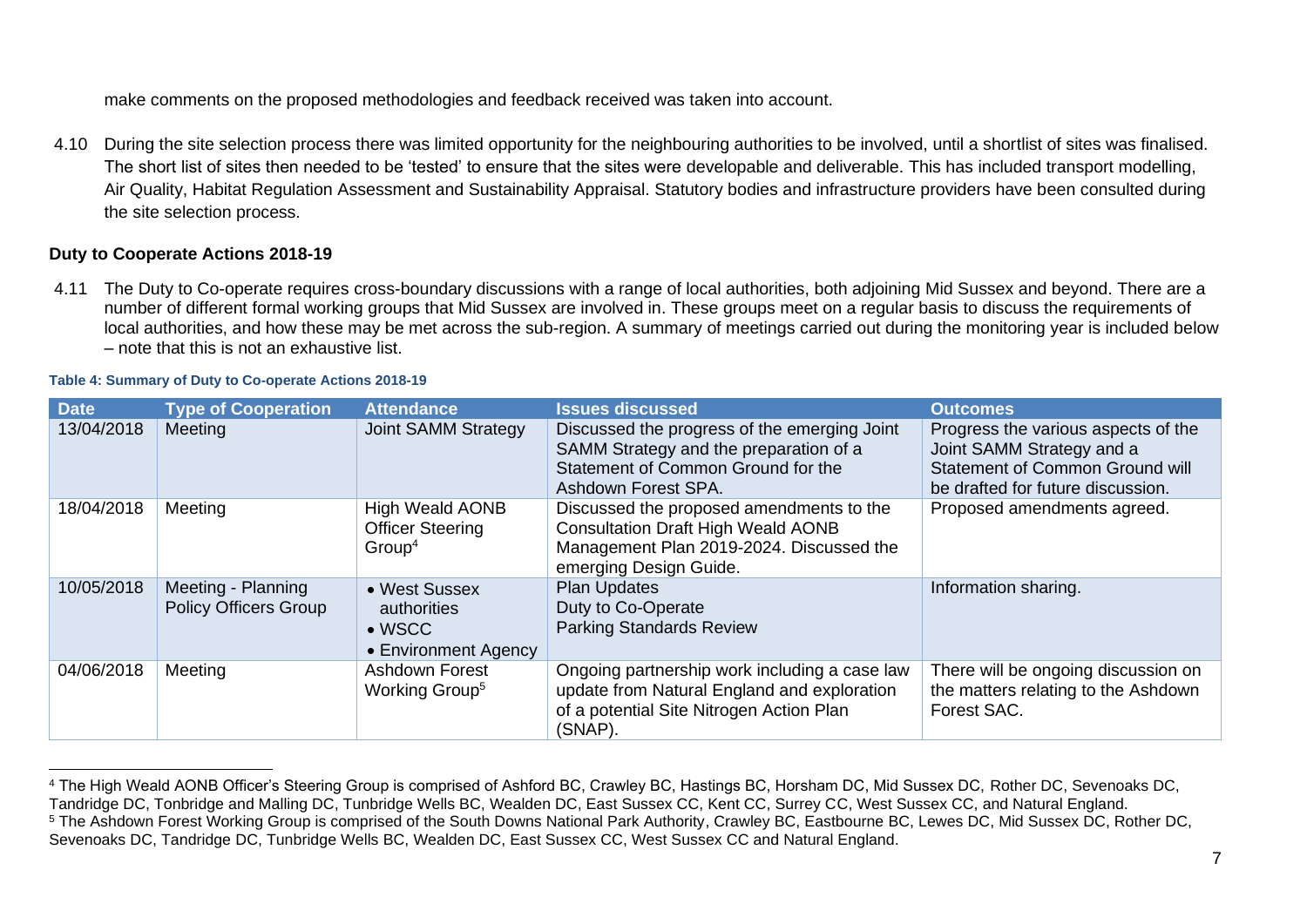make comments on the proposed methodologies and feedback received was taken into account.

4.10 During the site selection process there was limited opportunity for the neighbouring authorities to be involved, until a shortlist of sites was finalised. The short list of sites then needed to be 'tested' to ensure that the sites were developable and deliverable. This has included transport modelling, Air Quality, Habitat Regulation Assessment and Sustainability Appraisal. Statutory bodies and infrastructure providers have been consulted during the site selection process.

### Duty to Cooperate Actions 2018-19

4.11 The Duty to Co-operate requires cross-boundary discussions with a range of local authorities, both adjoining Mid Sussex and beyond. There are a number of different formal working groups that Mid Sussex are involved in. These groups meet on a regular basis to discuss the requirements of local authorities, and how these may be met across the sub-region. A summary of meetings carried out during the monitoring year is included below – note that this is not an exhaustive list.

**Table 4: Summary of Duty to Co-operate Actions 2018-19**

| Date | Type of Cooperation | Attendance | Issues discussed | Outcomes |
|---|---|---|---|---|
| 13/04/2018 | Meeting | Joint SAMM Strategy | Discussed the progress of the emerging Joint SAMM Strategy and the preparation of a Statement of Common Ground for the Ashdown Forest SPA. | Progress the various aspects of the Joint SAMM Strategy and a Statement of Common Ground will be drafted for future discussion. |
| 18/04/2018 | Meeting | High Weald AONB Officer Steering Group[4] | Discussed the proposed amendments to the Consultation Draft High Weald AONB Management Plan 2019-2024. Discussed the emerging Design Guide. | Proposed amendments agreed. |
| 10/05/2018 | Meeting - Planning Policy Officers Group | • West Sussex authorities<br>• WSCC<br>• Environment Agency | Plan Updates<br>Duty to Co-Operate<br>Parking Standards Review | Information sharing. |
| 04/06/2018 | Meeting | Ashdown Forest Working Group[5] | Ongoing partnership work including a case law update from Natural England and exploration of a potential Site Nitrogen Action Plan (SNAP). | There will be ongoing discussion on the matters relating to the Ashdown Forest SAC. |

[4] The High Weald AONB Officer's Steering Group is comprised of Ashford BC, Crawley BC, Hastings BC, Horsham DC, Mid Sussex DC, Rother DC, Sevenoaks DC, Tandridge DC, Tonbridge and Malling DC, Tunbridge Wells BC, Wealden DC, East Sussex CC, Kent CC, Surrey CC, West Sussex CC, and Natural England.

[5] The Ashdown Forest Working Group is comprised of the South Downs National Park Authority, Crawley BC, Eastbourne BC, Lewes DC, Mid Sussex DC, Rother DC, Sevenoaks DC, Tandridge DC, Tunbridge Wells BC, Wealden DC, East Sussex CC, West Sussex CC and Natural England.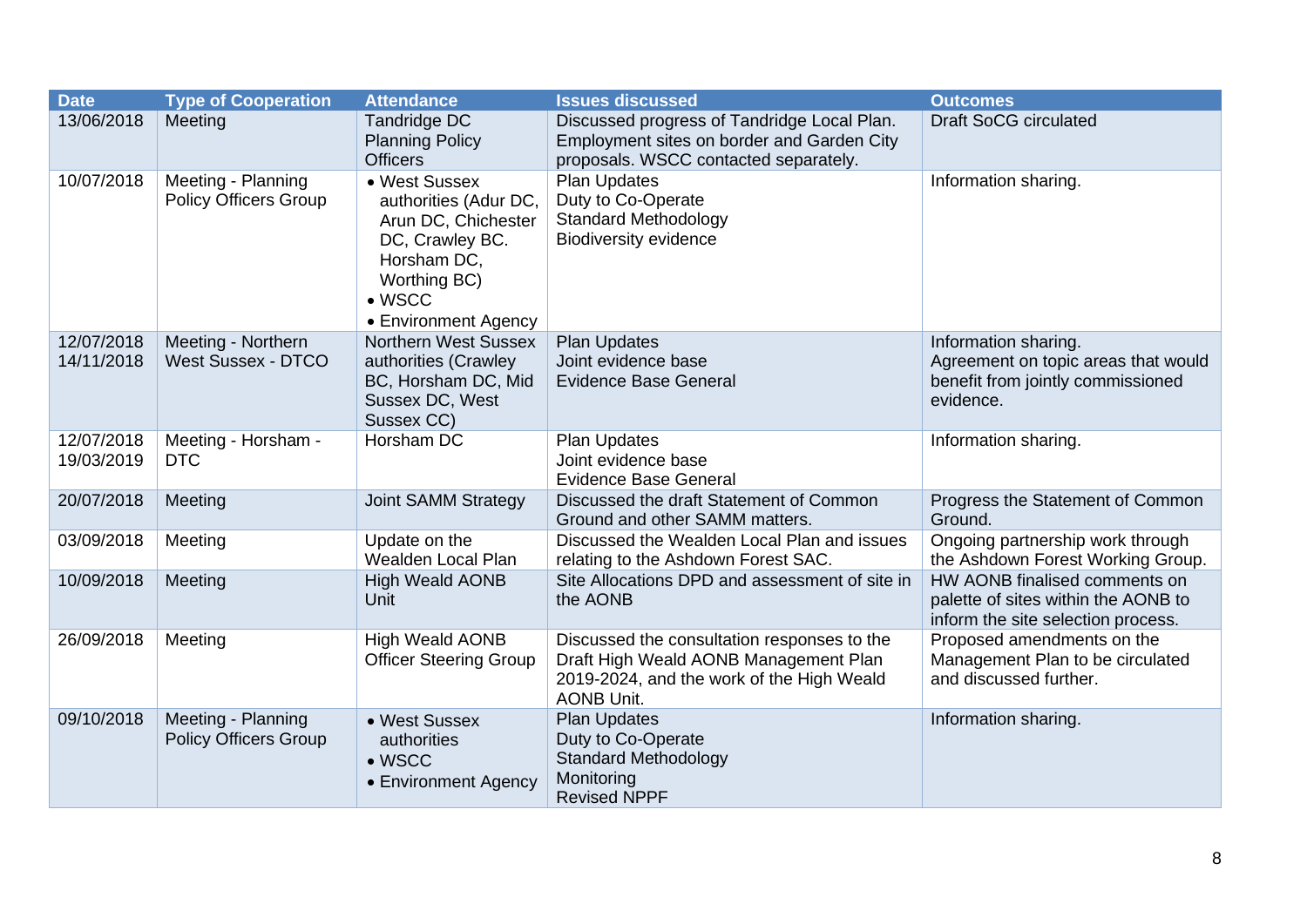| Date | Type of Cooperation | Attendance | Issues discussed | Outcomes |
|---|---|---|---|---|
| 13/06/2018 | Meeting | Tandridge DC Planning Policy Officers | Discussed progress of Tandridge Local Plan. Employment sites on border and Garden City proposals. WSCC contacted separately. | Draft SoCG circulated |
| 10/07/2018 | Meeting - Planning Policy Officers Group | • West Sussex authorities (Adur DC, Arun DC, Chichester DC, Crawley BC. Horsham DC, Worthing BC)<br>• WSCC<br>• Environment Agency | Plan Updates<br>Duty to Co-Operate<br>Standard Methodology<br>Biodiversity evidence | Information sharing. |
| 12/07/2018<br>14/11/2018 | Meeting - Northern West Sussex - DTCO | Northern West Sussex authorities (Crawley BC, Horsham DC, Mid Sussex DC, West Sussex CC) | Plan Updates<br>Joint evidence base<br>Evidence Base General | Information sharing.<br>Agreement on topic areas that would benefit from jointly commissioned evidence. |
| 12/07/2018<br>19/03/2019 | Meeting - Horsham - DTC | Horsham DC | Plan Updates<br>Joint evidence base<br>Evidence Base General | Information sharing. |
| 20/07/2018 | Meeting | Joint SAMM Strategy | Discussed the draft Statement of Common Ground and other SAMM matters. | Progress the Statement of Common Ground. |
| 03/09/2018 | Meeting | Update on the Wealden Local Plan | Discussed the Wealden Local Plan and issues relating to the Ashdown Forest SAC. | Ongoing partnership work through the Ashdown Forest Working Group. |
| 10/09/2018 | Meeting | High Weald AONB Unit | Site Allocations DPD and assessment of site in the AONB | HW AONB finalised comments on palette of sites within the AONB to inform the site selection process. |
| 26/09/2018 | Meeting | High Weald AONB Officer Steering Group | Discussed the consultation responses to the Draft High Weald AONB Management Plan 2019-2024, and the work of the High Weald AONB Unit. | Proposed amendments on the Management Plan to be circulated and discussed further. |
| 09/10/2018 | Meeting - Planning Policy Officers Group | • West Sussex authorities<br>• WSCC<br>• Environment Agency | Plan Updates<br>Duty to Co-Operate<br>Standard Methodology<br>Monitoring<br>Revised NPPF | Information sharing. |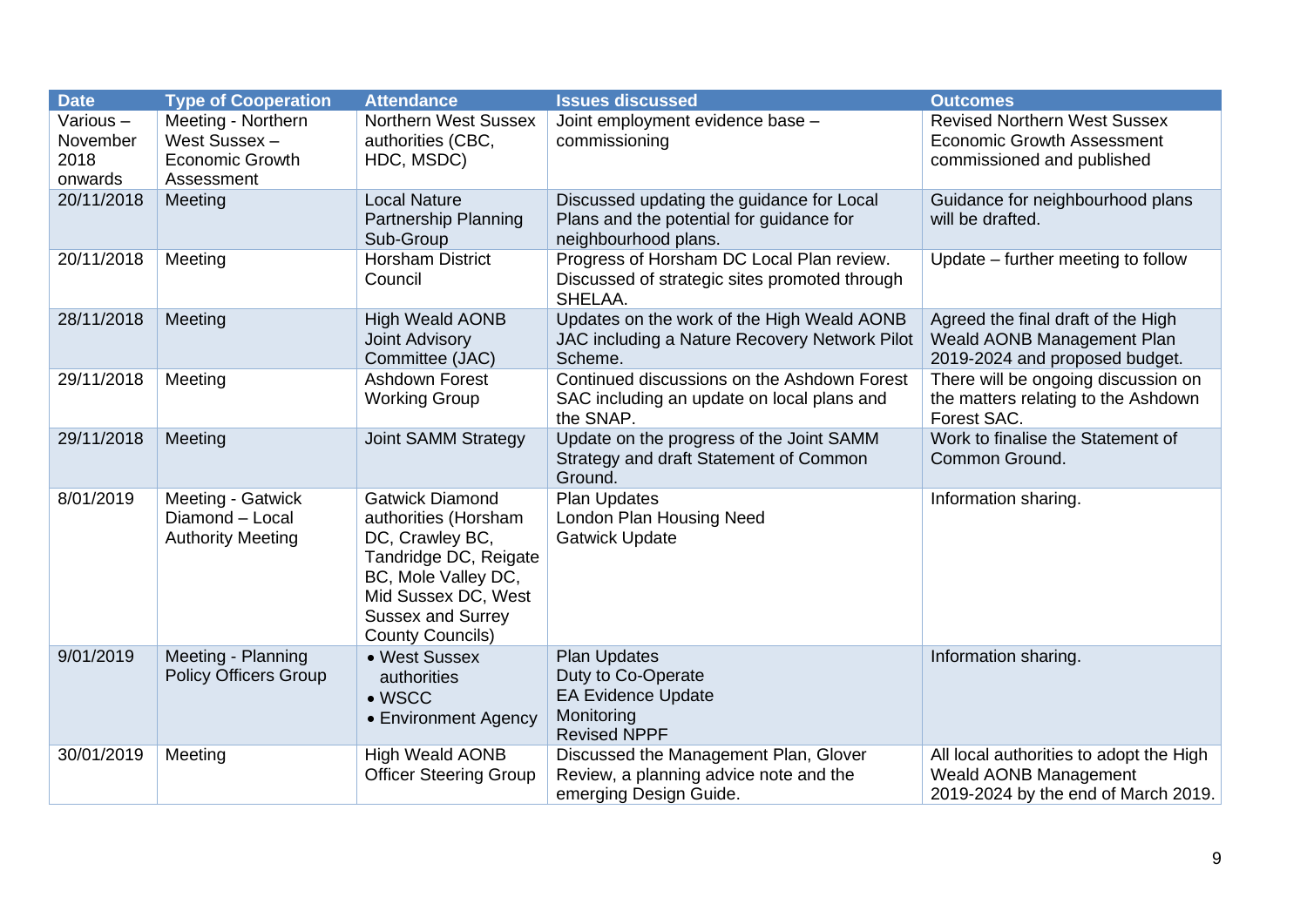| Date | Type of Cooperation | Attendance | Issues discussed | Outcomes |
|---|---|---|---|---|
| Various – November 2018 onwards | Meeting - Northern West Sussex – Economic Growth Assessment | Northern West Sussex authorities (CBC, HDC, MSDC) | Joint employment evidence base – commissioning | Revised Northern West Sussex Economic Growth Assessment commissioned and published |
| 20/11/2018 | Meeting | Local Nature Partnership Planning Sub-Group | Discussed updating the guidance for Local Plans and the potential for guidance for neighbourhood plans. | Guidance for neighbourhood plans will be drafted. |
| 20/11/2018 | Meeting | Horsham District Council | Progress of Horsham DC Local Plan review. Discussed of strategic sites promoted through SHELAA. | Update – further meeting to follow |
| 28/11/2018 | Meeting | High Weald AONB Joint Advisory Committee (JAC) | Updates on the work of the High Weald AONB JAC including a Nature Recovery Network Pilot Scheme. | Agreed the final draft of the High Weald AONB Management Plan 2019-2024 and proposed budget. |
| 29/11/2018 | Meeting | Ashdown Forest Working Group | Continued discussions on the Ashdown Forest SAC including an update on local plans and the SNAP. | There will be ongoing discussion on the matters relating to the Ashdown Forest SAC. |
| 29/11/2018 | Meeting | Joint SAMM Strategy | Update on the progress of the Joint SAMM Strategy and draft Statement of Common Ground. | Work to finalise the Statement of Common Ground. |
| 8/01/2019 | Meeting - Gatwick Diamond – Local Authority Meeting | Gatwick Diamond authorities (Horsham DC, Crawley BC, Tandridge DC, Reigate BC, Mole Valley DC, Mid Sussex DC, West Sussex and Surrey County Councils) | Plan Updates<br>London Plan Housing Need<br>Gatwick Update | Information sharing. |
| 9/01/2019 | Meeting - Planning Policy Officers Group | • West Sussex authorities<br>• WSCC<br>• Environment Agency | Plan Updates<br>Duty to Co-Operate<br>EA Evidence Update<br>Monitoring<br>Revised NPPF | Information sharing. |
| 30/01/2019 | Meeting | High Weald AONB Officer Steering Group | Discussed the Management Plan, Glover Review, a planning advice note and the emerging Design Guide. | All local authorities to adopt the High Weald AONB Management 2019-2024 by the end of March 2019. |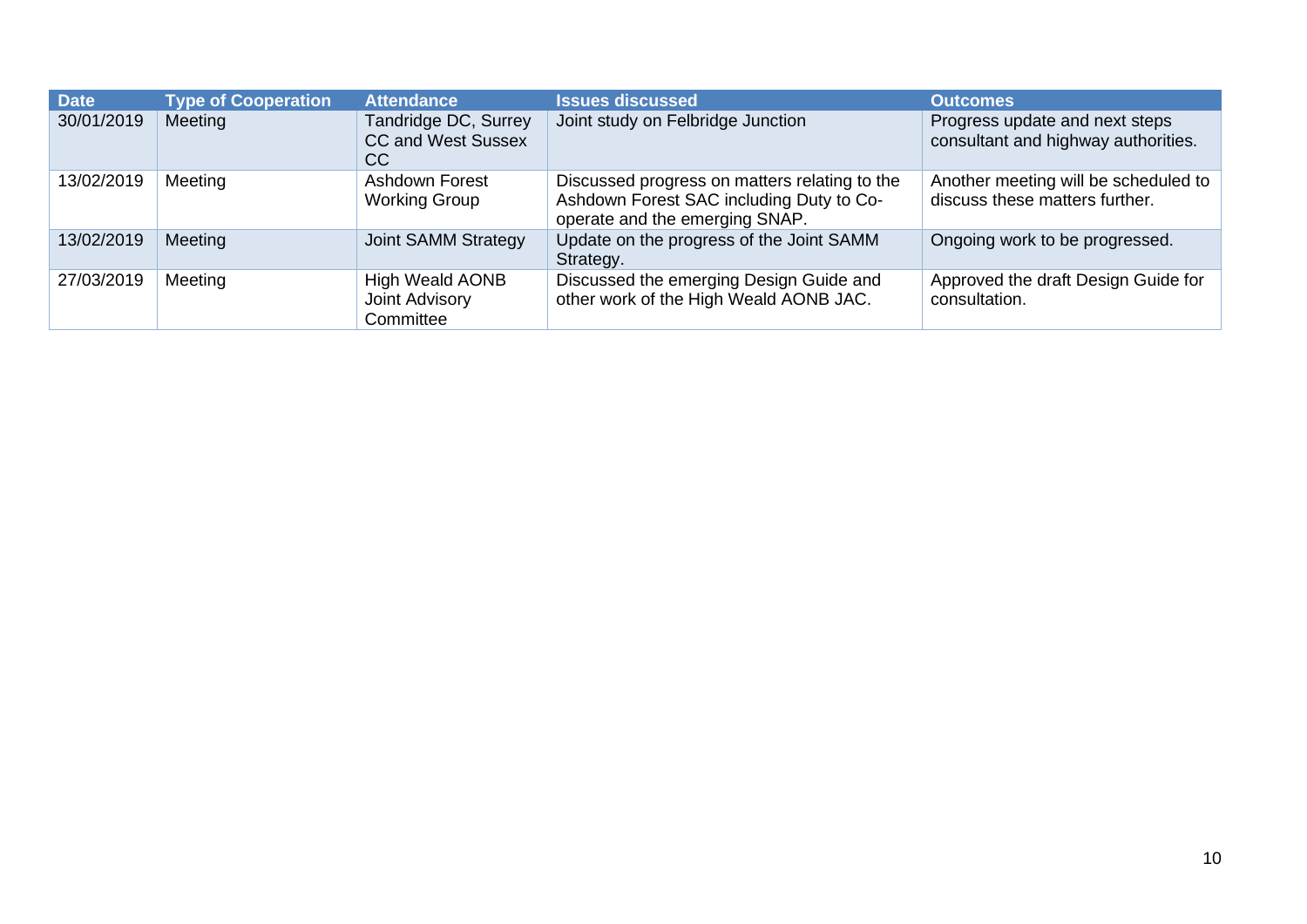| Date | Type of Cooperation | Attendance | Issues discussed | Outcomes |
|---|---|---|---|---|
| 30/01/2019 | Meeting | Tandridge DC, Surrey CC and West Sussex CC | Joint study on Felbridge Junction | Progress update and next steps consultant and highway authorities. |
| 13/02/2019 | Meeting | Ashdown Forest Working Group | Discussed progress on matters relating to the Ashdown Forest SAC including Duty to Co-operate and the emerging SNAP. | Another meeting will be scheduled to discuss these matters further. |
| 13/02/2019 | Meeting | Joint SAMM Strategy | Update on the progress of the Joint SAMM Strategy. | Ongoing work to be progressed. |
| 27/03/2019 | Meeting | High Weald AONB Joint Advisory Committee | Discussed the emerging Design Guide and other work of the High Weald AONB JAC. | Approved the draft Design Guide for consultation. |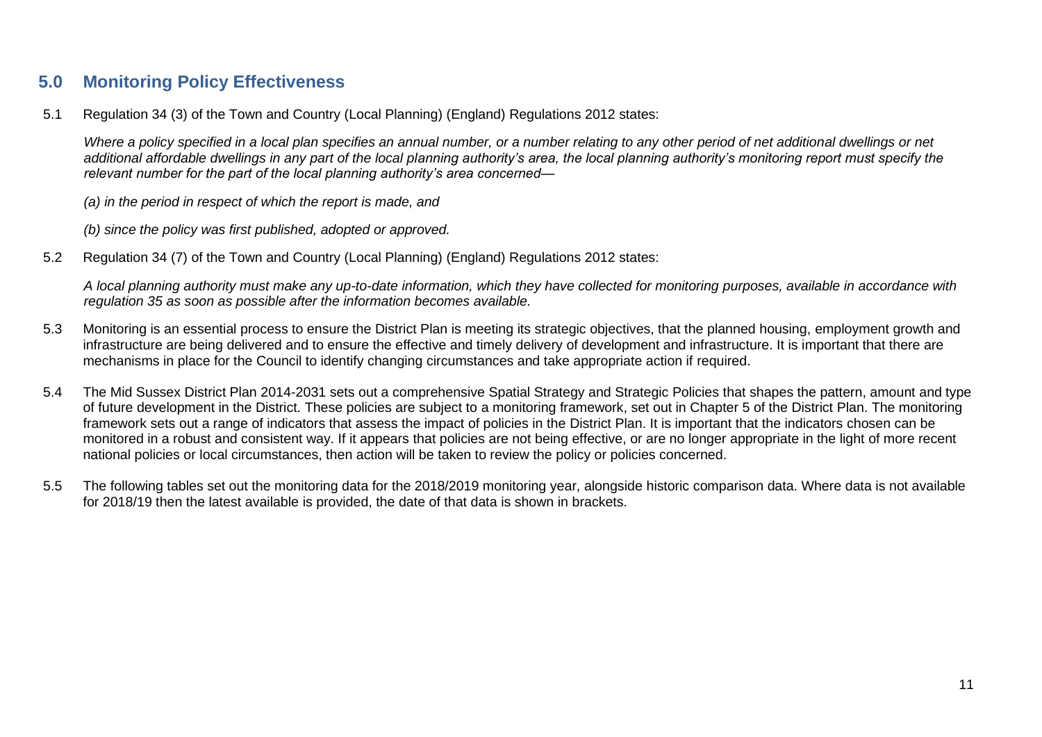## 5.0 Monitoring Policy Effectiveness

5.1 Regulation 34 (3) of the Town and Country (Local Planning) (England) Regulations 2012 states:

*Where a policy specified in a local plan specifies an annual number, or a number relating to any other period of net additional dwellings or net additional affordable dwellings in any part of the local planning authority's area, the local planning authority's monitoring report must specify the relevant number for the part of the local planning authority's area concerned—*

*(a) in the period in respect of which the report is made, and*

*(b) since the policy was first published, adopted or approved.*

5.2 Regulation 34 (7) of the Town and Country (Local Planning) (England) Regulations 2012 states:

*A local planning authority must make any up-to-date information, which they have collected for monitoring purposes, available in accordance with regulation 35 as soon as possible after the information becomes available.*

5.3 Monitoring is an essential process to ensure the District Plan is meeting its strategic objectives, that the planned housing, employment growth and infrastructure are being delivered and to ensure the effective and timely delivery of development and infrastructure. It is important that there are mechanisms in place for the Council to identify changing circumstances and take appropriate action if required.

5.4 The Mid Sussex District Plan 2014-2031 sets out a comprehensive Spatial Strategy and Strategic Policies that shapes the pattern, amount and type of future development in the District. These policies are subject to a monitoring framework, set out in Chapter 5 of the District Plan. The monitoring framework sets out a range of indicators that assess the impact of policies in the District Plan. It is important that the indicators chosen can be monitored in a robust and consistent way. If it appears that policies are not being effective, or are no longer appropriate in the light of more recent national policies or local circumstances, then action will be taken to review the policy or policies concerned.

5.5 The following tables set out the monitoring data for the 2018/2019 monitoring year, alongside historic comparison data. Where data is not available for 2018/19 then the latest available is provided, the date of that data is shown in brackets.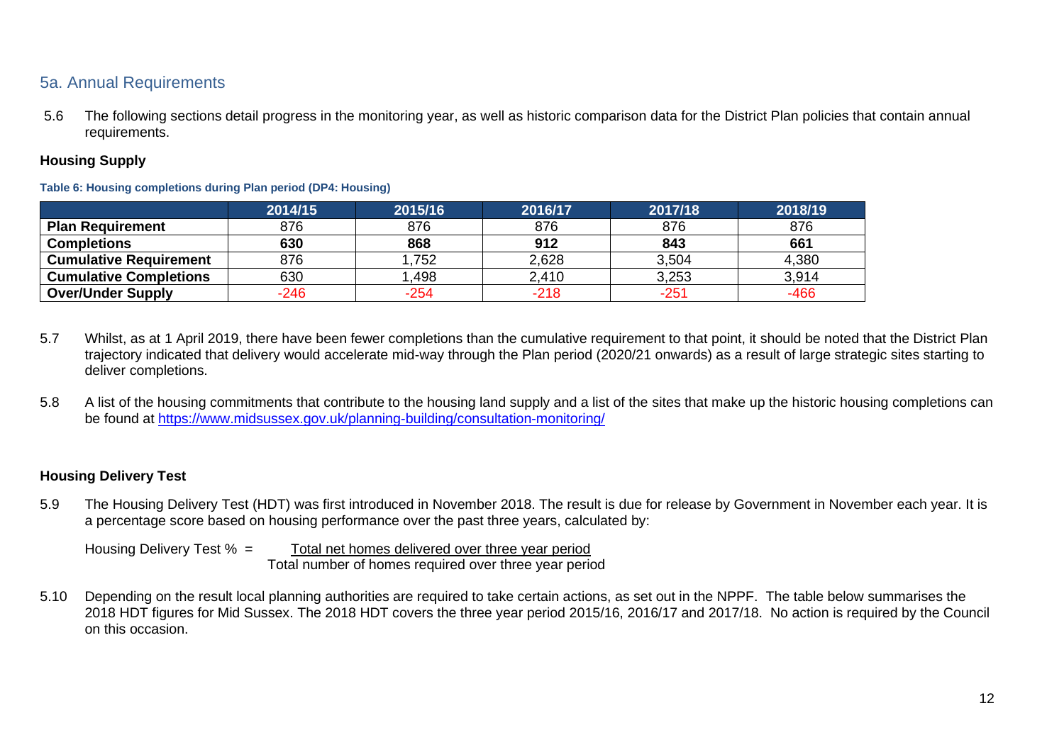## 5a. Annual Requirements

5.6 The following sections detail progress in the monitoring year, as well as historic comparison data for the District Plan policies that contain annual requirements.

**Housing Supply**

**Table 6: Housing completions during Plan period (DP4: Housing)**

| | 2014/15 | 2015/16 | 2016/17 | 2017/18 | 2018/19 |
|---|---|---|---|---|---|
| **Plan Requirement** | 876 | 876 | 876 | 876 | 876 |
| **Completions** | **630** | **868** | **912** | **843** | **661** |
| **Cumulative Requirement** | 876 | 1,752 | 2,628 | 3,504 | 4,380 |
| **Cumulative Completions** | 630 | 1,498 | 2,410 | 3,253 | 3,914 |
| **Over/Under Supply** | -246 | -254 | -218 | -251 | -466 |

5.7 Whilst, as at 1 April 2019, there have been fewer completions than the cumulative requirement to that point, it should be noted that the District Plan trajectory indicated that delivery would accelerate mid-way through the Plan period (2020/21 onwards) as a result of large strategic sites starting to deliver completions.

5.8 A list of the housing commitments that contribute to the housing land supply and a list of the sites that make up the historic housing completions can be found at https://www.midsussex.gov.uk/planning-building/consultation-monitoring/

**Housing Delivery Test**

5.9 The Housing Delivery Test (HDT) was first introduced in November 2018. The result is due for release by Government in November each year. It is a percentage score based on housing performance over the past three years, calculated by:

$$\text{Housing Delivery Test \%} = \frac{\text{Total net homes delivered over three year period}}{\text{Total number of homes required over three year period}}$$

5.10 Depending on the result local planning authorities are required to take certain actions, as set out in the NPPF. The table below summarises the 2018 HDT figures for Mid Sussex. The 2018 HDT covers the three year period 2015/16, 2016/17 and 2017/18. No action is required by the Council on this occasion.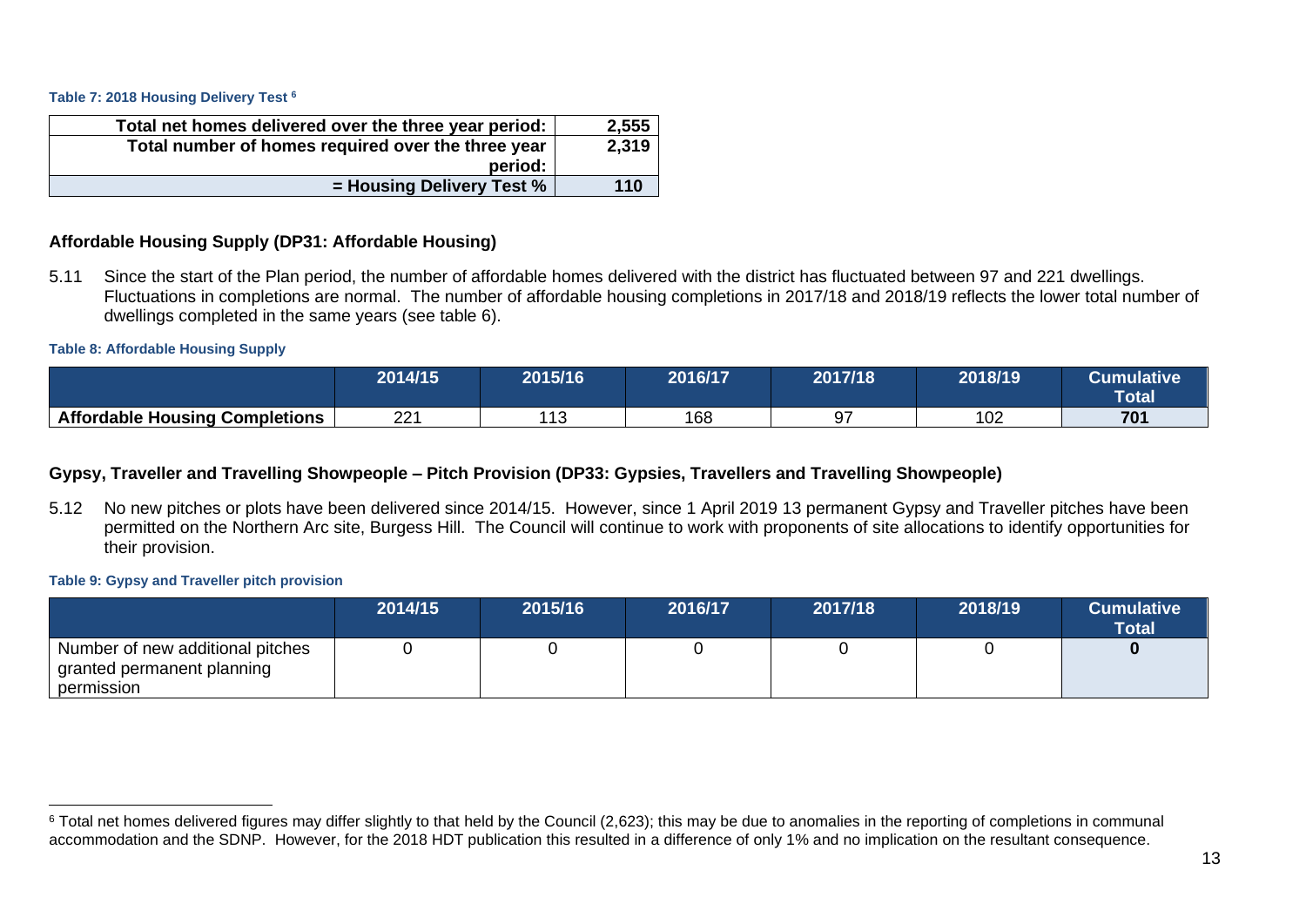**Table 7: 2018 Housing Delivery Test [6]**

| | |
|---|---|
| Total net homes delivered over the three year period: | 2,555 |
| Total number of homes required over the three year period: | 2,319 |
| = Housing Delivery Test % | 110 |

### Affordable Housing Supply (DP31: Affordable Housing)

5.11 Since the start of the Plan period, the number of affordable homes delivered with the district has fluctuated between 97 and 221 dwellings. Fluctuations in completions are normal. The number of affordable housing completions in 2017/18 and 2018/19 reflects the lower total number of dwellings completed in the same years (see table 6).

**Table 8: Affordable Housing Supply**

| | 2014/15 | 2015/16 | 2016/17 | 2017/18 | 2018/19 | Cumulative Total |
|---|---|---|---|---|---|---|
| **Affordable Housing Completions** | 221 | 113 | 168 | 97 | 102 | **701** |

### Gypsy, Traveller and Travelling Showpeople – Pitch Provision (DP33: Gypsies, Travellers and Travelling Showpeople)

5.12 No new pitches or plots have been delivered since 2014/15. However, since 1 April 2019 13 permanent Gypsy and Traveller pitches have been permitted on the Northern Arc site, Burgess Hill. The Council will continue to work with proponents of site allocations to identify opportunities for their provision.

**Table 9: Gypsy and Traveller pitch provision**

| | 2014/15 | 2015/16 | 2016/17 | 2017/18 | 2018/19 | Cumulative Total |
|---|---|---|---|---|---|---|
| Number of new additional pitches granted permanent planning permission | 0 | 0 | 0 | 0 | 0 | **0** |

[6] Total net homes delivered figures may differ slightly to that held by the Council (2,623); this may be due to anomalies in the reporting of completions in communal accommodation and the SDNP. However, for the 2018 HDT publication this resulted in a difference of only 1% and no implication on the resultant consequence.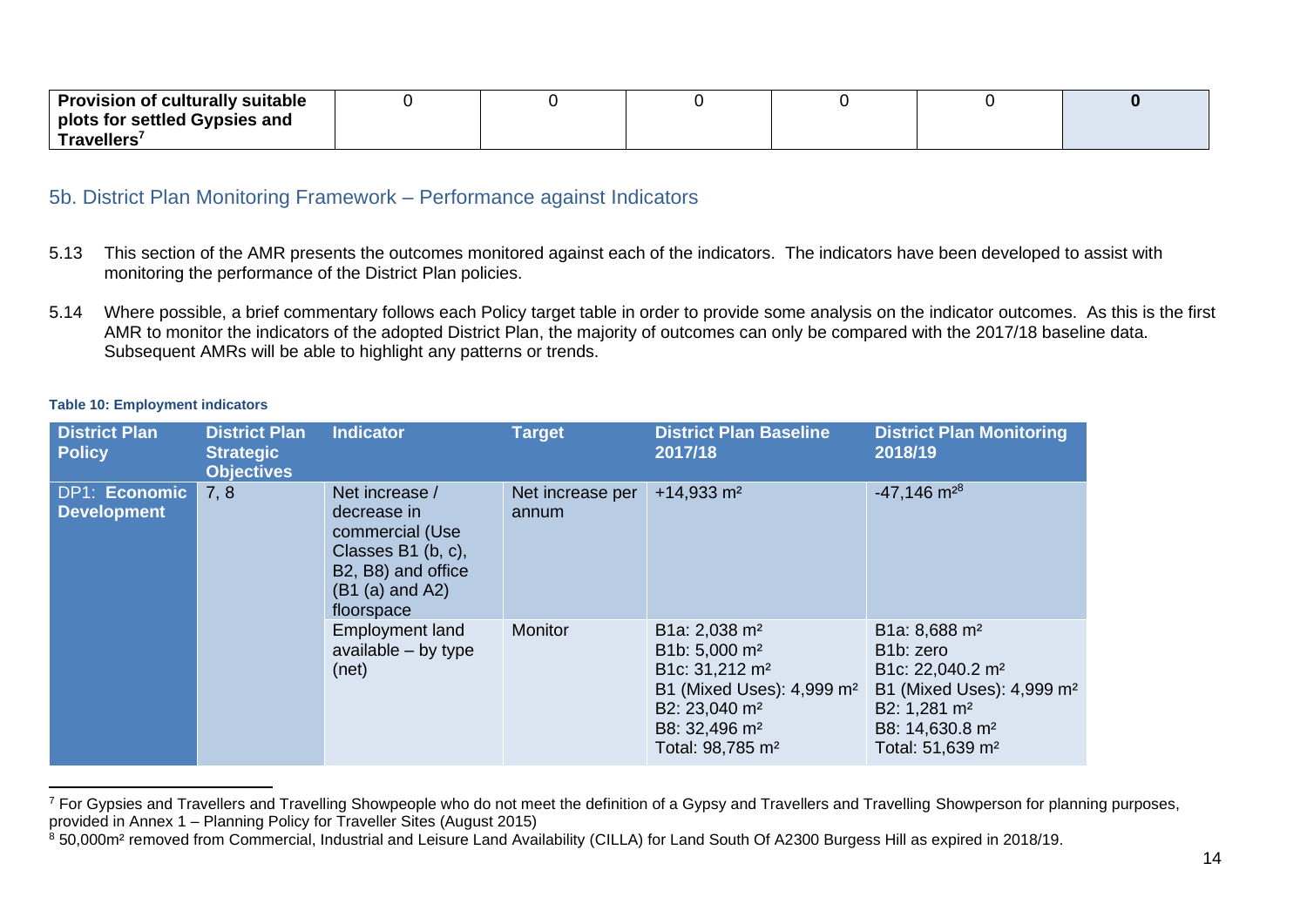| Provision of culturally suitable plots for settled Gypsies and Travellers[7] | 0 | 0 | 0 | 0 | 0 | **0** |
|---|---|---|---|---|---|---|

## 5b. District Plan Monitoring Framework – Performance against Indicators

5.13 This section of the AMR presents the outcomes monitored against each of the indicators. The indicators have been developed to assist with monitoring the performance of the District Plan policies.

5.14 Where possible, a brief commentary follows each Policy target table in order to provide some analysis on the indicator outcomes. As this is the first AMR to monitor the indicators of the adopted District Plan, the majority of outcomes can only be compared with the 2017/18 baseline data. Subsequent AMRs will be able to highlight any patterns or trends.

**Table 10: Employment indicators**

| District Plan Policy | District Plan Strategic Objectives | Indicator | Target | District Plan Baseline 2017/18 | District Plan Monitoring 2018/19 |
|---|---|---|---|---|---|
| DP1: **Economic Development** | 7, 8 | Net increase / decrease in commercial (Use Classes B1 (b, c), B2, B8) and office (B1 (a) and A2) floorspace | Net increase per annum | +14,933 m² | -47,146 m²[8] |
| | | Employment land available – by type (net) | Monitor | B1a: 2,038 m²<br>B1b: 5,000 m²<br>B1c: 31,212 m²<br>B1 (Mixed Uses): 4,999 m²<br>B2: 23,040 m²<br>B8: 32,496 m²<br>Total: 98,785 m² | B1a: 8,688 m²<br>B1b: zero<br>B1c: 22,040.2 m²<br>B1 (Mixed Uses): 4,999 m²<br>B2: 1,281 m²<br>B8: 14,630.8 m²<br>Total: 51,639 m² |

[7] For Gypsies and Travellers and Travelling Showpeople who do not meet the definition of a Gypsy and Travellers and Travelling Showperson for planning purposes, provided in Annex 1 – Planning Policy for Traveller Sites (August 2015)

[8] 50,000m² removed from Commercial, Industrial and Leisure Land Availability (CILLA) for Land South Of A2300 Burgess Hill as expired in 2018/19.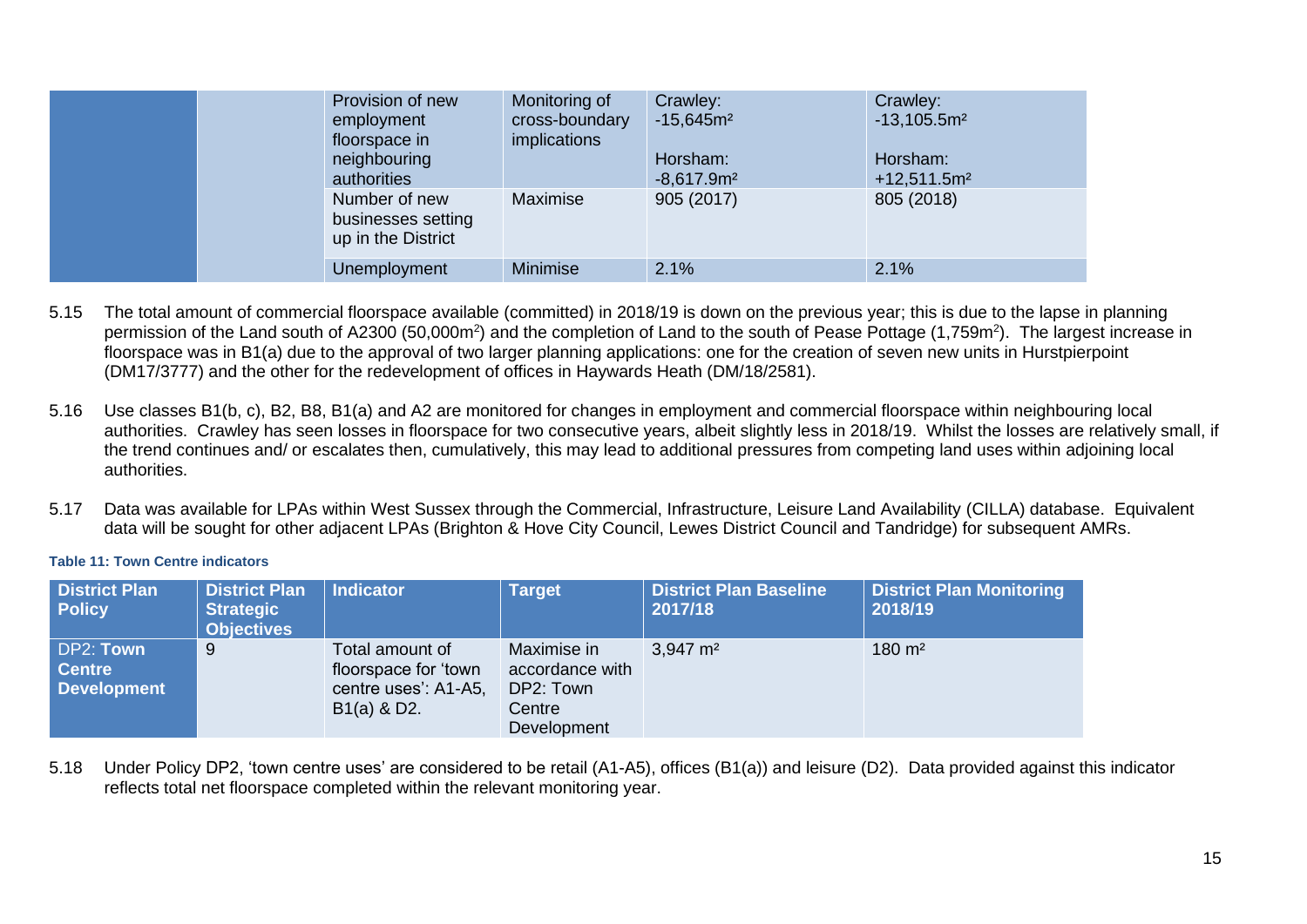| | | | | | |
|---|---|---|---|---|---|
| | | Provision of new employment floorspace in neighbouring authorities | Monitoring of cross-boundary implications | Crawley: -15,645m² <br><br> Horsham: -8,617.9m² | Crawley: -13,105.5m² <br><br> Horsham: +12,511.5m² |
| | | Number of new businesses setting up in the District | Maximise | 905 (2017) | 805 (2018) |
| | | Unemployment | Minimise | 2.1% | 2.1% |

5.15 The total amount of commercial floorspace available (committed) in 2018/19 is down on the previous year; this is due to the lapse in planning permission of the Land south of A2300 (50,000m²) and the completion of Land to the south of Pease Pottage (1,759m²). The largest increase in floorspace was in B1(a) due to the approval of two larger planning applications: one for the creation of seven new units in Hurstpierpoint (DM17/3777) and the other for the redevelopment of offices in Haywards Heath (DM/18/2581).

5.16 Use classes B1(b, c), B2, B8, B1(a) and A2 are monitored for changes in employment and commercial floorspace within neighbouring local authorities. Crawley has seen losses in floorspace for two consecutive years, albeit slightly less in 2018/19. Whilst the losses are relatively small, if the trend continues and/ or escalates then, cumulatively, this may lead to additional pressures from competing land uses within adjoining local authorities.

5.17 Data was available for LPAs within West Sussex through the Commercial, Infrastructure, Leisure Land Availability (CILLA) database. Equivalent data will be sought for other adjacent LPAs (Brighton & Hove City Council, Lewes District Council and Tandridge) for subsequent AMRs.

**Table 11: Town Centre indicators**

| District Plan Policy | District Plan Strategic Objectives | Indicator | Target | District Plan Baseline 2017/18 | District Plan Monitoring 2018/19 |
|---|---|---|---|---|---|
| DP2: **Town Centre Development** | 9 | Total amount of floorspace for 'town centre uses': A1-A5, B1(a) & D2. | Maximise in accordance with DP2: Town Centre Development | 3,947 m² | 180 m² |

5.18 Under Policy DP2, 'town centre uses' are considered to be retail (A1-A5), offices (B1(a)) and leisure (D2). Data provided against this indicator reflects total net floorspace completed within the relevant monitoring year.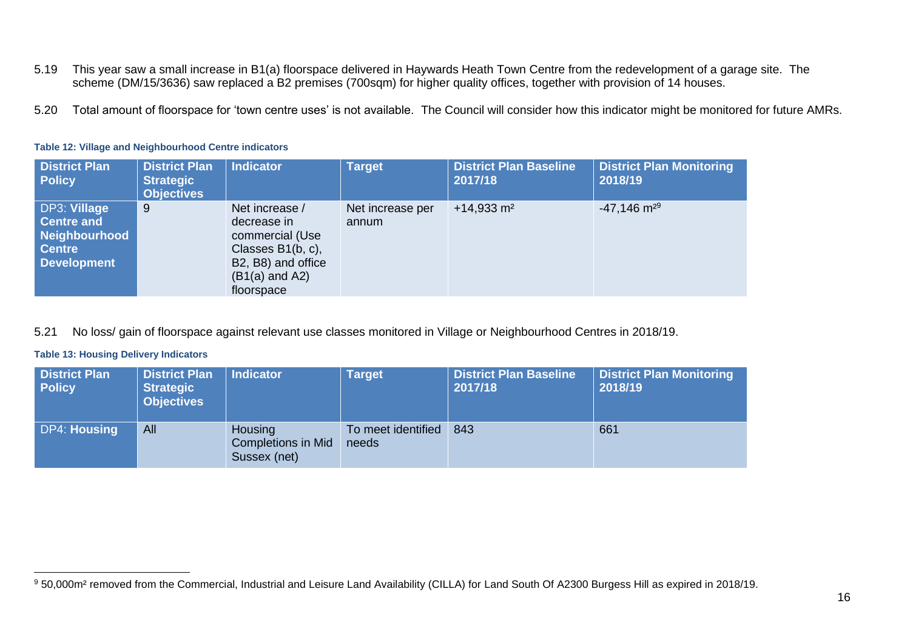5.19 This year saw a small increase in B1(a) floorspace delivered in Haywards Heath Town Centre from the redevelopment of a garage site. The scheme (DM/15/3636) saw replaced a B2 premises (700sqm) for higher quality offices, together with provision of 14 houses.

5.20 Total amount of floorspace for 'town centre uses' is not available. The Council will consider how this indicator might be monitored for future AMRs.

**Table 12: Village and Neighbourhood Centre indicators**

| District Plan Policy | District Plan Strategic Objectives | Indicator | Target | District Plan Baseline 2017/18 | District Plan Monitoring 2018/19 |
|---|---|---|---|---|---|
| DP3: **Village Centre and Neighbourhood Centre Development** | 9 | Net increase / decrease in commercial (Use Classes B1(b, c), B2, B8) and office (B1(a) and A2) floorspace | Net increase per annum | +14,933 m² | -47,146 m²[9] |

5.21 No loss/ gain of floorspace against relevant use classes monitored in Village or Neighbourhood Centres in 2018/19.

**Table 13: Housing Delivery Indicators**

| District Plan Policy | District Plan Strategic Objectives | Indicator | Target | District Plan Baseline 2017/18 | District Plan Monitoring 2018/19 |
|---|---|---|---|---|---|
| DP4: **Housing** | All | Housing Completions in Mid Sussex (net) | To meet identified needs | 843 | 661 |

[9] 50,000m² removed from the Commercial, Industrial and Leisure Land Availability (CILLA) for Land South Of A2300 Burgess Hill as expired in 2018/19.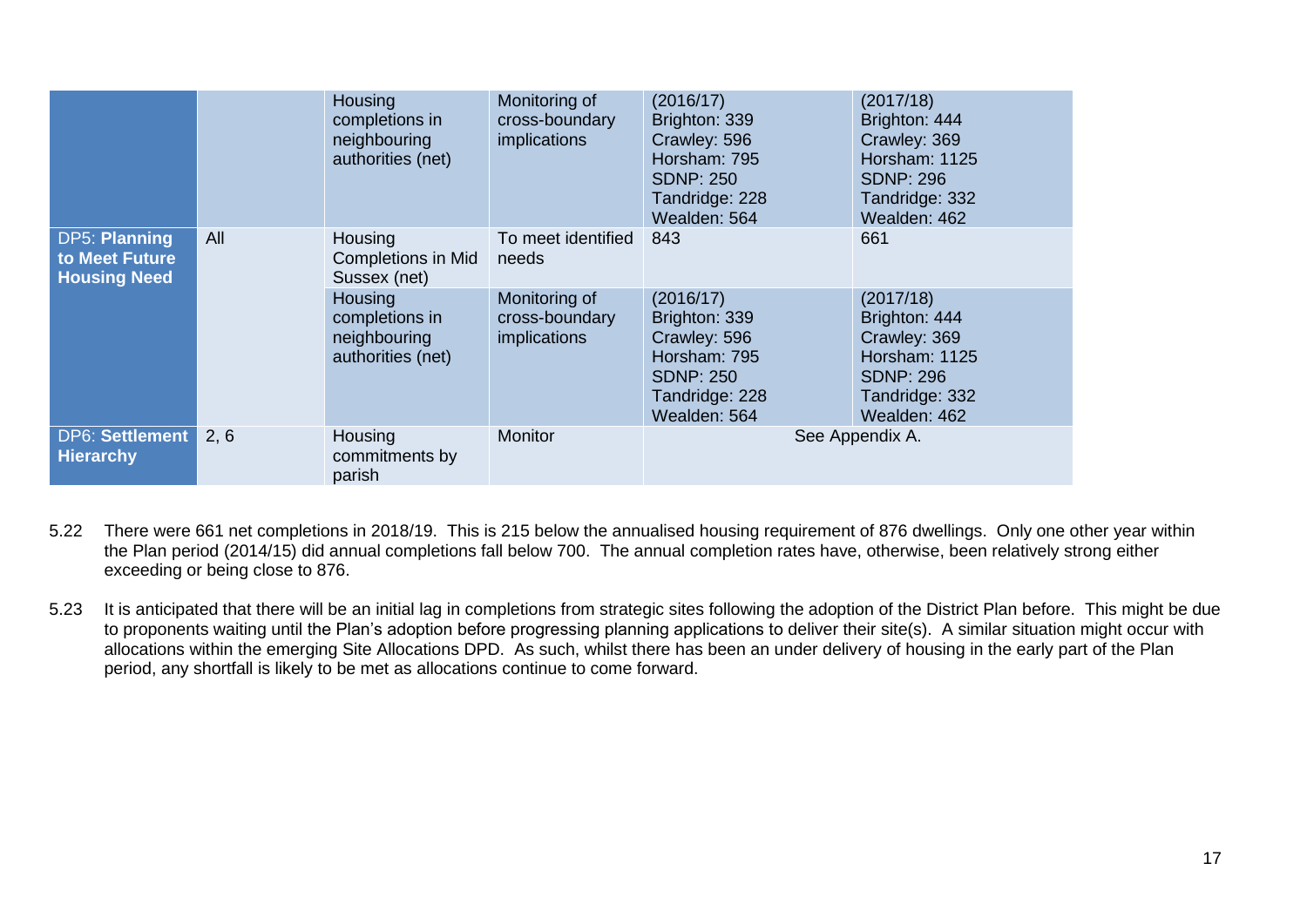| | | | | | |
|---|---|---|---|---|---|
| | | Housing completions in neighbouring authorities (net) | Monitoring of cross-boundary implications | (2016/17)<br>Brighton: 339<br>Crawley: 596<br>Horsham: 795<br>SDNP: 250<br>Tandridge: 228<br>Wealden: 564 | (2017/18)<br>Brighton: 444<br>Crawley: 369<br>Horsham: 1125<br>SDNP: 296<br>Tandridge: 332<br>Wealden: 462 |
| DP5: **Planning to Meet Future Housing Need** | All | Housing Completions in Mid Sussex (net) | To meet identified needs | 843 | 661 |
| | | Housing completions in neighbouring authorities (net) | Monitoring of cross-boundary implications | (2016/17)<br>Brighton: 339<br>Crawley: 596<br>Horsham: 795<br>SDNP: 250<br>Tandridge: 228<br>Wealden: 564 | (2017/18)<br>Brighton: 444<br>Crawley: 369<br>Horsham: 1125<br>SDNP: 296<br>Tandridge: 332<br>Wealden: 462 |
| DP6: **Settlement Hierarchy** | 2, 6 | Housing commitments by parish | Monitor | See Appendix A. | |

5.22 There were 661 net completions in 2018/19. This is 215 below the annualised housing requirement of 876 dwellings. Only one other year within the Plan period (2014/15) did annual completions fall below 700. The annual completion rates have, otherwise, been relatively strong either exceeding or being close to 876.

5.23 It is anticipated that there will be an initial lag in completions from strategic sites following the adoption of the District Plan before. This might be due to proponents waiting until the Plan's adoption before progressing planning applications to deliver their site(s). A similar situation might occur with allocations within the emerging Site Allocations DPD. As such, whilst there has been an under delivery of housing in the early part of the Plan period, any shortfall is likely to be met as allocations continue to come forward.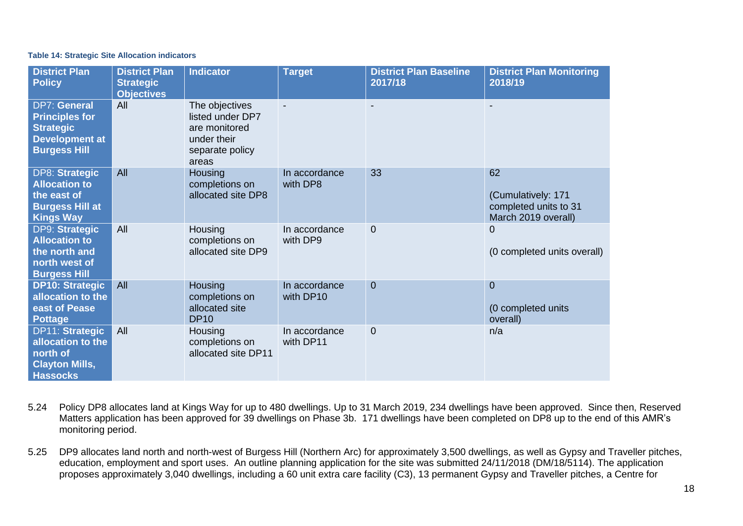**Table 14: Strategic Site Allocation indicators**

| District Plan Policy | District Plan Strategic Objectives | Indicator | Target | District Plan Baseline 2017/18 | District Plan Monitoring 2018/19 |
|---|---|---|---|---|---|
| DP7: **General Principles for Strategic Development at Burgess Hill** | All | The objectives listed under DP7 are monitored under their separate policy areas | - | - | - |
| DP8: **Strategic Allocation to the east of Burgess Hill at Kings Way** | All | Housing completions on allocated site DP8 | In accordance with DP8 | 33 | 62<br><br>(Cumulatively: 171 completed units to 31 March 2019 overall) |
| DP9: **Strategic Allocation to the north and north west of Burgess Hill** | All | Housing completions on allocated site DP9 | In accordance with DP9 | 0 | 0<br><br>(0 completed units overall) |
| **DP10: Strategic allocation to the east of Pease Pottage** | All | Housing completions on allocated site DP10 | In accordance with DP10 | 0 | 0<br><br>(0 completed units overall) |
| DP11: **Strategic allocation to the north of Clayton Mills, Hassocks** | All | Housing completions on allocated site DP11 | In accordance with DP11 | 0 | n/a |

5.24 Policy DP8 allocates land at Kings Way for up to 480 dwellings. Up to 31 March 2019, 234 dwellings have been approved. Since then, Reserved Matters application has been approved for 39 dwellings on Phase 3b. 171 dwellings have been completed on DP8 up to the end of this AMR's monitoring period.

5.25 DP9 allocates land north and north-west of Burgess Hill (Northern Arc) for approximately 3,500 dwellings, as well as Gypsy and Traveller pitches, education, employment and sport uses. An outline planning application for the site was submitted 24/11/2018 (DM/18/5114). The application proposes approximately 3,040 dwellings, including a 60 unit extra care facility (C3), 13 permanent Gypsy and Traveller pitches, a Centre for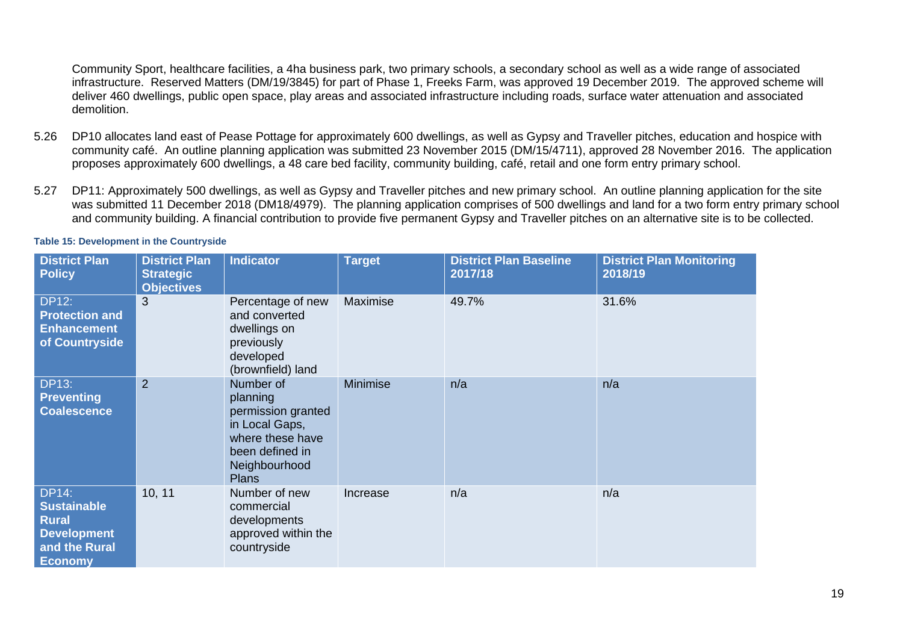Community Sport, healthcare facilities, a 4ha business park, two primary schools, a secondary school as well as a wide range of associated infrastructure. Reserved Matters (DM/19/3845) for part of Phase 1, Freeks Farm, was approved 19 December 2019. The approved scheme will deliver 460 dwellings, public open space, play areas and associated infrastructure including roads, surface water attenuation and associated demolition.

5.26 DP10 allocates land east of Pease Pottage for approximately 600 dwellings, as well as Gypsy and Traveller pitches, education and hospice with community café. An outline planning application was submitted 23 November 2015 (DM/15/4711), approved 28 November 2016. The application proposes approximately 600 dwellings, a 48 care bed facility, community building, café, retail and one form entry primary school.

5.27 DP11: Approximately 500 dwellings, as well as Gypsy and Traveller pitches and new primary school. An outline planning application for the site was submitted 11 December 2018 (DM18/4979). The planning application comprises of 500 dwellings and land for a two form entry primary school and community building. A financial contribution to provide five permanent Gypsy and Traveller pitches on an alternative site is to be collected.

**Table 15: Development in the Countryside**

| District Plan Policy | District Plan Strategic Objectives | Indicator | Target | District Plan Baseline 2017/18 | District Plan Monitoring 2018/19 |
|---|---|---|---|---|---|
| DP12: **Protection and Enhancement of Countryside** | 3 | Percentage of new and converted dwellings on previously developed (brownfield) land | Maximise | 49.7% | 31.6% |
| DP13: **Preventing Coalescence** | 2 | Number of planning permission granted in Local Gaps, where these have been defined in Neighbourhood Plans | Minimise | n/a | n/a |
| DP14: **Sustainable Rural Development and the Rural Economy** | 10, 11 | Number of new commercial developments approved within the countryside | Increase | n/a | n/a |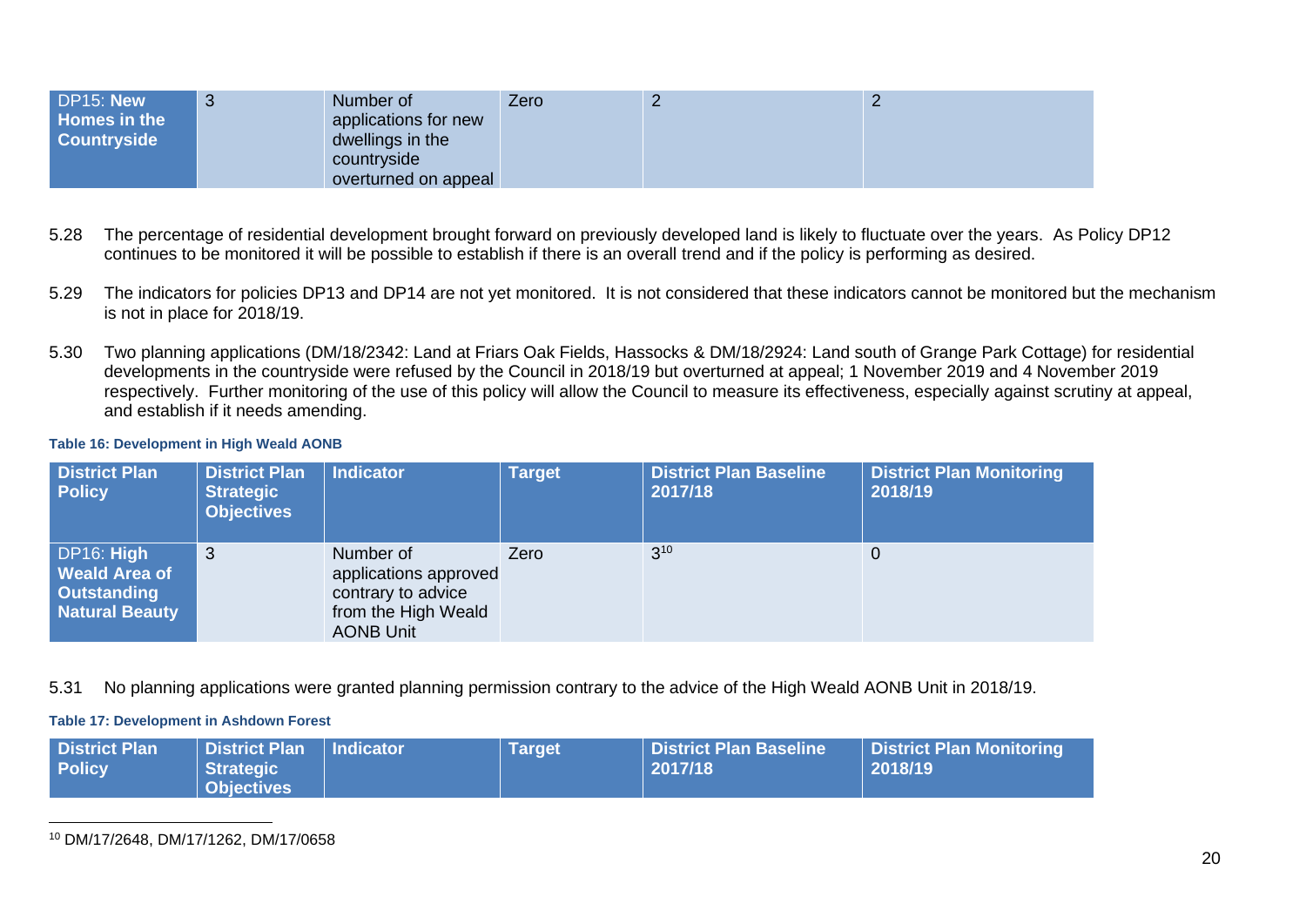| DP15: **New Homes in the Countryside** | 3 | Number of applications for new dwellings in the countryside overturned on appeal | Zero | 2 | 2 |
|---|---|---|---|---|---|

5.28 The percentage of residential development brought forward on previously developed land is likely to fluctuate over the years. As Policy DP12 continues to be monitored it will be possible to establish if there is an overall trend and if the policy is performing as desired.

5.29 The indicators for policies DP13 and DP14 are not yet monitored. It is not considered that these indicators cannot be monitored but the mechanism is not in place for 2018/19.

5.30 Two planning applications (DM/18/2342: Land at Friars Oak Fields, Hassocks & DM/18/2924: Land south of Grange Park Cottage) for residential developments in the countryside were refused by the Council in 2018/19 but overturned at appeal; 1 November 2019 and 4 November 2019 respectively. Further monitoring of the use of this policy will allow the Council to measure its effectiveness, especially against scrutiny at appeal, and establish if it needs amending.

**Table 16: Development in High Weald AONB**

| District Plan Policy | District Plan Strategic Objectives | Indicator | Target | District Plan Baseline 2017/18 | District Plan Monitoring 2018/19 |
|---|---|---|---|---|---|
| DP16: **High Weald Area of Outstanding Natural Beauty** | 3 | Number of applications approved contrary to advice from the High Weald AONB Unit | Zero | 3[10] | 0 |

5.31 No planning applications were granted planning permission contrary to the advice of the High Weald AONB Unit in 2018/19.

**Table 17: Development in Ashdown Forest**

| District Plan Policy | District Plan Strategic Objectives | Indicator | Target | District Plan Baseline 2017/18 | District Plan Monitoring 2018/19 |
|---|---|---|---|---|---|

[10] DM/17/2648, DM/17/1262, DM/17/0658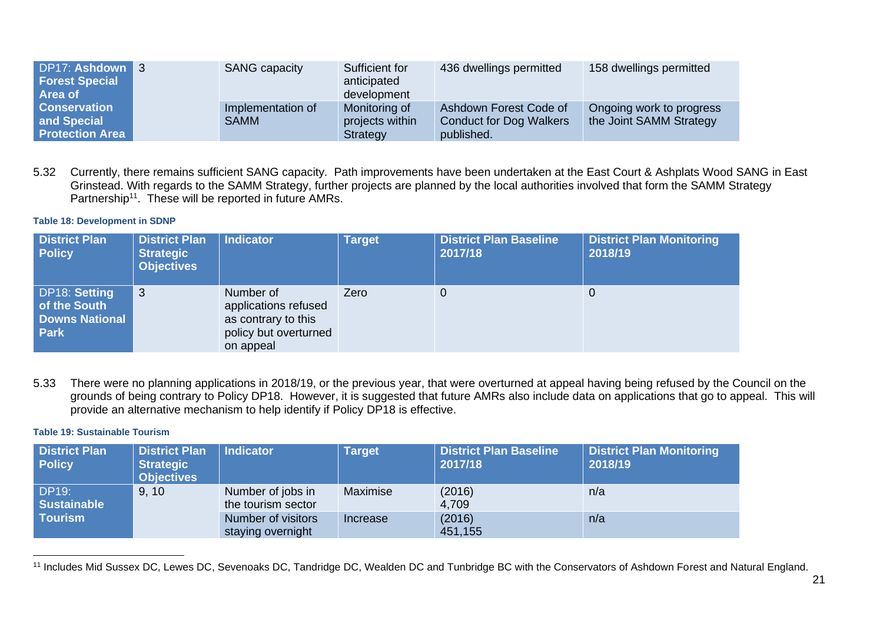| DP17: **Ashdown Forest Special Area of Conservation and Special Protection Area** | 3 | SANG capacity | Sufficient for anticipated development | 436 dwellings permitted | 158 dwellings permitted |
|---|---|---|---|---|---|
| | | Implementation of SAMM | Monitoring of projects within Strategy | Ashdown Forest Code of Conduct for Dog Walkers published. | Ongoing work to progress the Joint SAMM Strategy |

5.32 Currently, there remains sufficient SANG capacity. Path improvements have been undertaken at the East Court & Ashplats Wood SANG in East Grinstead. With regards to the SAMM Strategy, further projects are planned by the local authorities involved that form the SAMM Strategy Partnership[11]. These will be reported in future AMRs.

**Table 18: Development in SDNP**

| District Plan Policy | District Plan Strategic Objectives | Indicator | Target | District Plan Baseline 2017/18 | District Plan Monitoring 2018/19 |
|---|---|---|---|---|---|
| DP18: **Setting of the South Downs National Park** | 3 | Number of applications refused as contrary to this policy but overturned on appeal | Zero | 0 | 0 |

5.33 There were no planning applications in 2018/19, or the previous year, that were overturned at appeal having being refused by the Council on the grounds of being contrary to Policy DP18. However, it is suggested that future AMRs also include data on applications that go to appeal. This will provide an alternative mechanism to help identify if Policy DP18 is effective.

**Table 19: Sustainable Tourism**

| District Plan Policy | District Plan Strategic Objectives | Indicator | Target | District Plan Baseline 2017/18 | District Plan Monitoring 2018/19 |
|---|---|---|---|---|---|
| DP19: **Sustainable Tourism** | 9, 10 | Number of jobs in the tourism sector | Maximise | (2016) 4,709 | n/a |
| | | Number of visitors staying overnight | Increase | (2016) 451,155 | n/a |

[11] Includes Mid Sussex DC, Lewes DC, Sevenoaks DC, Tandridge DC, Wealden DC and Tunbridge BC with the Conservators of Ashdown Forest and Natural England.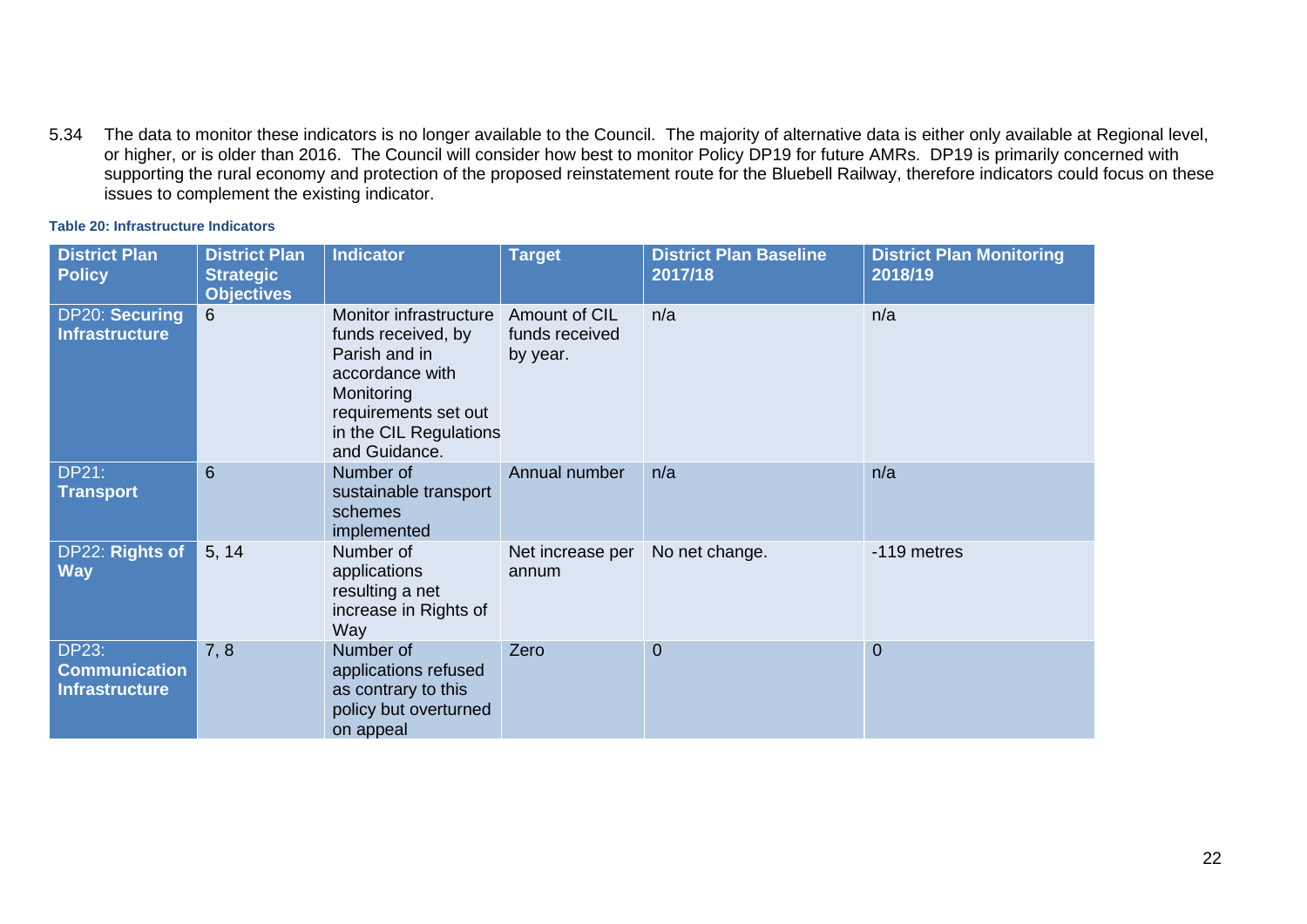5.34 The data to monitor these indicators is no longer available to the Council. The majority of alternative data is either only available at Regional level, or higher, or is older than 2016. The Council will consider how best to monitor Policy DP19 for future AMRs. DP19 is primarily concerned with supporting the rural economy and protection of the proposed reinstatement route for the Bluebell Railway, therefore indicators could focus on these issues to complement the existing indicator.

**Table 20: Infrastructure Indicators**

| District Plan Policy | District Plan Strategic Objectives | Indicator | Target | District Plan Baseline 2017/18 | District Plan Monitoring 2018/19 |
|---|---|---|---|---|---|
| DP20: **Securing Infrastructure** | 6 | Monitor infrastructure funds received, by Parish and in accordance with Monitoring requirements set out in the CIL Regulations and Guidance. | Amount of CIL funds received by year. | n/a | n/a |
| DP21: **Transport** | 6 | Number of sustainable transport schemes implemented | Annual number | n/a | n/a |
| DP22: **Rights of Way** | 5, 14 | Number of applications resulting a net increase in Rights of Way | Net increase per annum | No net change. | -119 metres |
| DP23: **Communication Infrastructure** | 7, 8 | Number of applications refused as contrary to this policy but overturned on appeal | Zero | 0 | 0 |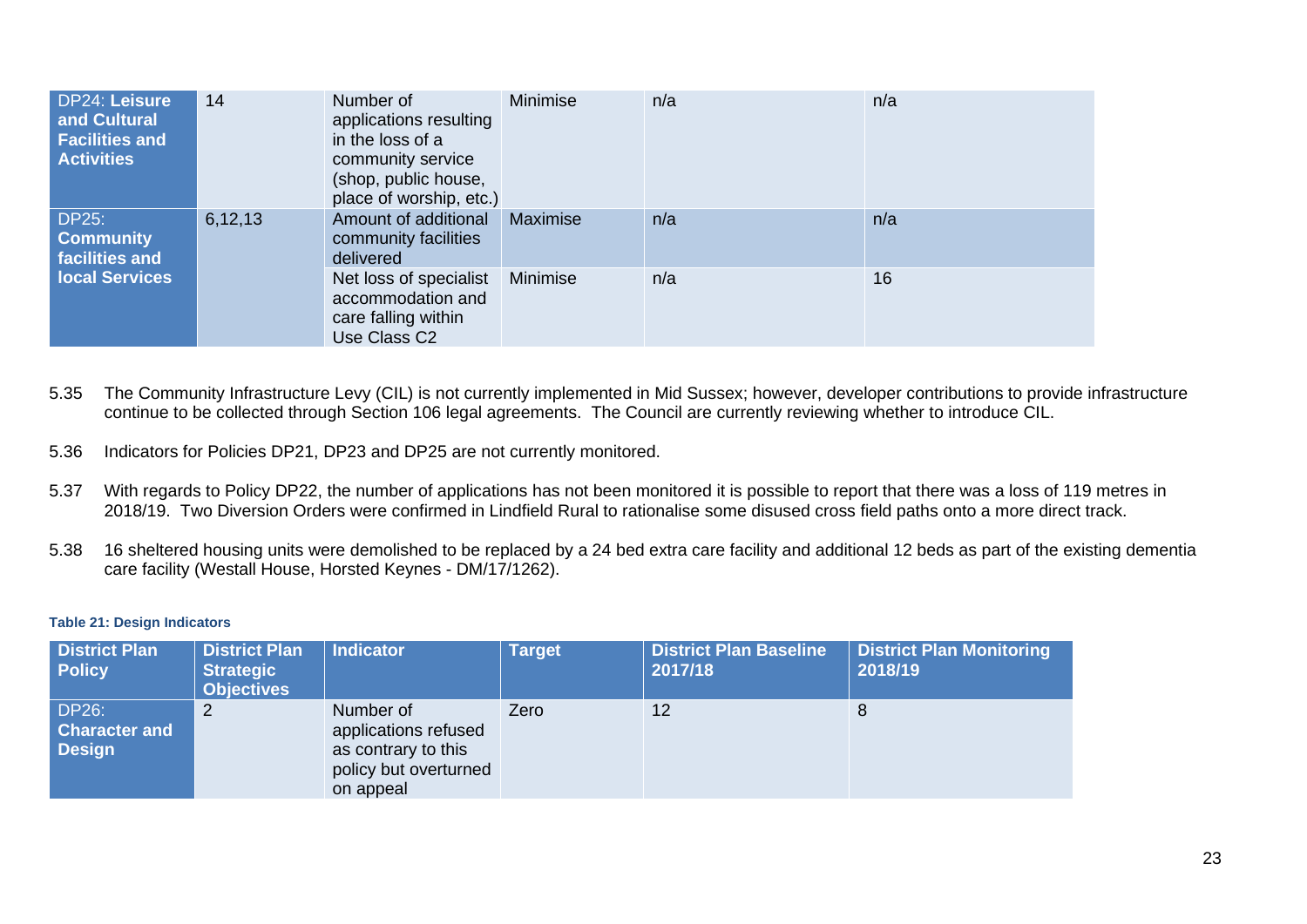| DP24: **Leisure and Cultural Facilities and Activities** | 14 | Number of applications resulting in the loss of a community service (shop, public house, place of worship, etc.) | Minimise | n/a | n/a |
|---|---|---|---|---|---|
| DP25: **Community facilities and local Services** | 6,12,13 | Amount of additional community facilities delivered | Maximise | n/a | n/a |
| | | Net loss of specialist accommodation and care falling within Use Class C2 | Minimise | n/a | 16 |

5.35 The Community Infrastructure Levy (CIL) is not currently implemented in Mid Sussex; however, developer contributions to provide infrastructure continue to be collected through Section 106 legal agreements. The Council are currently reviewing whether to introduce CIL.

5.36 Indicators for Policies DP21, DP23 and DP25 are not currently monitored.

5.37 With regards to Policy DP22, the number of applications has not been monitored it is possible to report that there was a loss of 119 metres in 2018/19. Two Diversion Orders were confirmed in Lindfield Rural to rationalise some disused cross field paths onto a more direct track.

5.38 16 sheltered housing units were demolished to be replaced by a 24 bed extra care facility and additional 12 beds as part of the existing dementia care facility (Westall House, Horsted Keynes - DM/17/1262).

**Table 21: Design Indicators**

| District Plan Policy | District Plan Strategic Objectives | Indicator | Target | District Plan Baseline 2017/18 | District Plan Monitoring 2018/19 |
|---|---|---|---|---|---|
| DP26: **Character and Design** | 2 | Number of applications refused as contrary to this policy but overturned on appeal | Zero | 12 | 8 |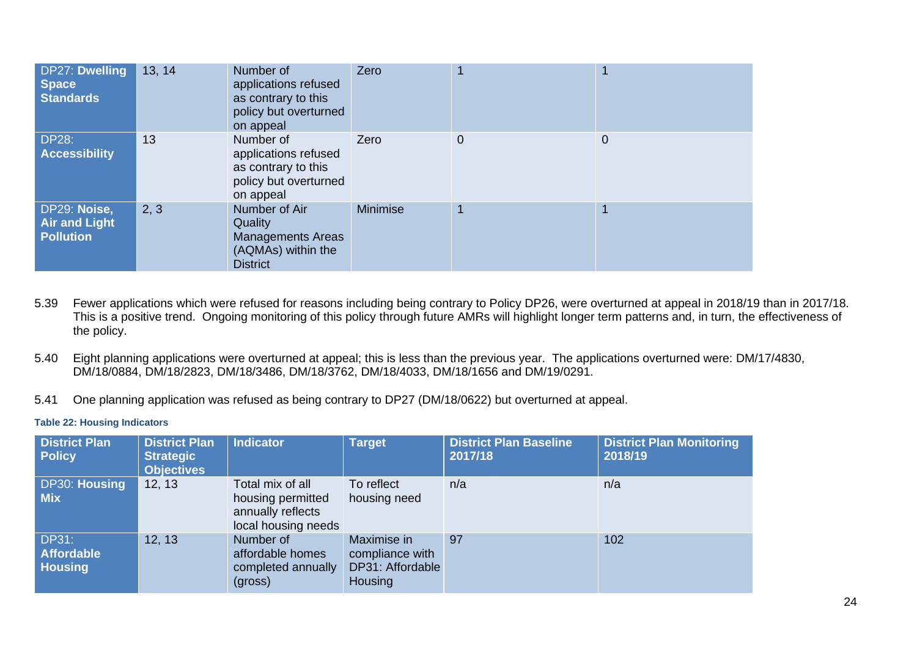| DP27: **Dwelling Space Standards** | 13, 14 | Number of applications refused as contrary to this policy but overturned on appeal | Zero | 1 | 1 |
|---|---|---|---|---|---|
| DP28: **Accessibility** | 13 | Number of applications refused as contrary to this policy but overturned on appeal | Zero | 0 | 0 |
| DP29: **Noise, Air and Light Pollution** | 2, 3 | Number of Air Quality Managements Areas (AQMAs) within the District | Minimise | 1 | 1 |

5.39 Fewer applications which were refused for reasons including being contrary to Policy DP26, were overturned at appeal in 2018/19 than in 2017/18. This is a positive trend. Ongoing monitoring of this policy through future AMRs will highlight longer term patterns and, in turn, the effectiveness of the policy.

5.40 Eight planning applications were overturned at appeal; this is less than the previous year. The applications overturned were: DM/17/4830, DM/18/0884, DM/18/2823, DM/18/3486, DM/18/3762, DM/18/4033, DM/18/1656 and DM/19/0291.

5.41 One planning application was refused as being contrary to DP27 (DM/18/0622) but overturned at appeal.

**Table 22: Housing Indicators**

| District Plan Policy | District Plan Strategic Objectives | Indicator | Target | District Plan Baseline 2017/18 | District Plan Monitoring 2018/19 |
|---|---|---|---|---|---|
| DP30: **Housing Mix** | 12, 13 | Total mix of all housing permitted annually reflects local housing needs | To reflect housing need | n/a | n/a |
| DP31: **Affordable Housing** | 12, 13 | Number of affordable homes completed annually (gross) | Maximise in compliance with DP31: Affordable Housing | 97 | 102 |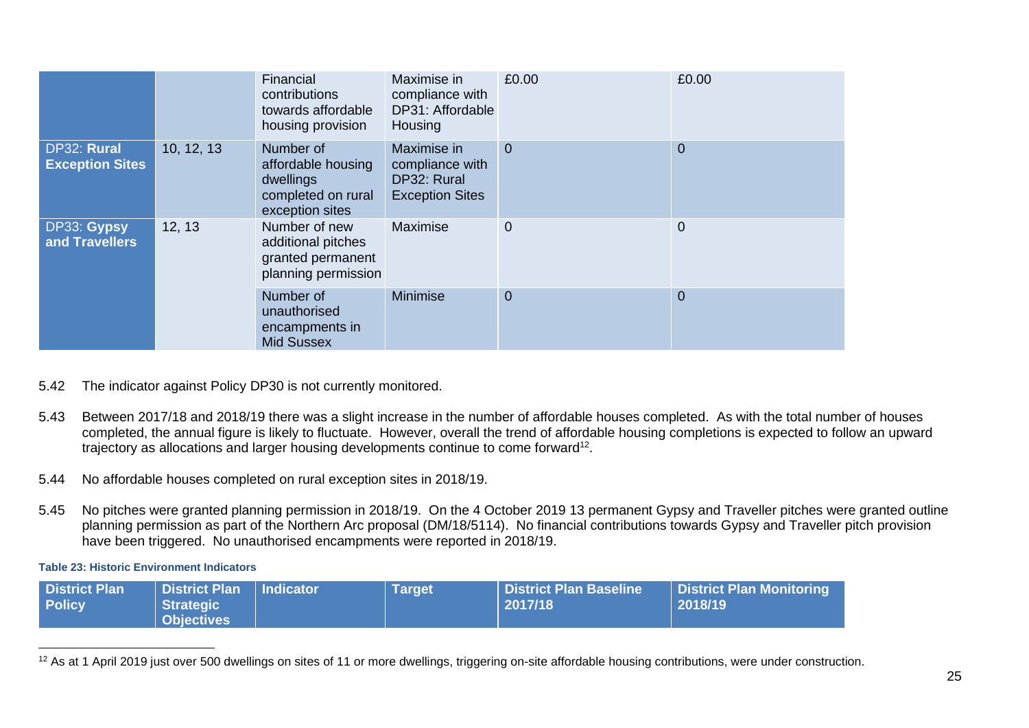| | | | | | |
|---|---|---|---|---|---|
| | | Financial contributions towards affordable housing provision | Maximise in compliance with DP31: Affordable Housing | £0.00 | £0.00 |
| DP32: **Rural Exception Sites** | 10, 12, 13 | Number of affordable housing dwellings completed on rural exception sites | Maximise in compliance with DP32: Rural Exception Sites | 0 | 0 |
| DP33: **Gypsy and Travellers** | 12, 13 | Number of new additional pitches granted permanent planning permission | Maximise | 0 | 0 |
| | | Number of unauthorised encampments in Mid Sussex | Minimise | 0 | 0 |

5.42 The indicator against Policy DP30 is not currently monitored.

5.43 Between 2017/18 and 2018/19 there was a slight increase in the number of affordable houses completed. As with the total number of houses completed, the annual figure is likely to fluctuate. However, overall the trend of affordable housing completions is expected to follow an upward trajectory as allocations and larger housing developments continue to come forward[12].

5.44 No affordable houses completed on rural exception sites in 2018/19.

5.45 No pitches were granted planning permission in 2018/19. On the 4 October 2019 13 permanent Gypsy and Traveller pitches were granted outline planning permission as part of the Northern Arc proposal (DM/18/5114). No financial contributions towards Gypsy and Traveller pitch provision have been triggered. No unauthorised encampments were reported in 2018/19.

**Table 23: Historic Environment Indicators**

| District Plan Policy | District Plan Strategic Objectives | Indicator | Target | District Plan Baseline 2017/18 | District Plan Monitoring 2018/19 |
|---|---|---|---|---|---|

[12] As at 1 April 2019 just over 500 dwellings on sites of 11 or more dwellings, triggering on-site affordable housing contributions, were under construction.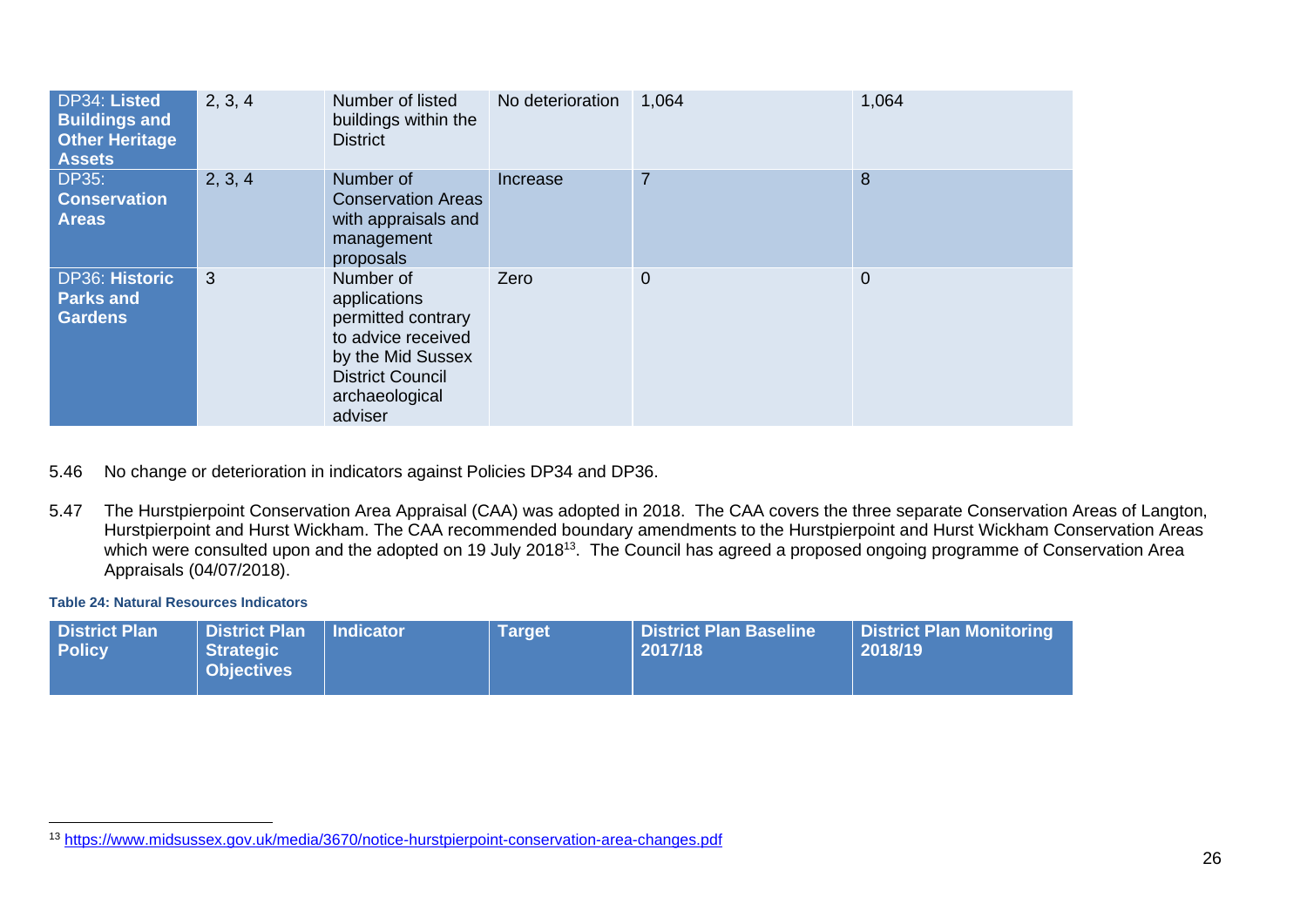| | | | | | |
|---|---|---|---|---|---|
| DP34: **Listed Buildings and Other Heritage Assets** | 2, 3, 4 | Number of listed buildings within the District | No deterioration | 1,064 | 1,064 |
| DP35: **Conservation Areas** | 2, 3, 4 | Number of Conservation Areas with appraisals and management proposals | Increase | 7 | 8 |
| DP36: **Historic Parks and Gardens** | 3 | Number of applications permitted contrary to advice received by the Mid Sussex District Council archaeological adviser | Zero | 0 | 0 |

5.46 No change or deterioration in indicators against Policies DP34 and DP36.

5.47 The Hurstpierpoint Conservation Area Appraisal (CAA) was adopted in 2018. The CAA covers the three separate Conservation Areas of Langton, Hurstpierpoint and Hurst Wickham. The CAA recommended boundary amendments to the Hurstpierpoint and Hurst Wickham Conservation Areas which were consulted upon and the adopted on 19 July 2018[13]. The Council has agreed a proposed ongoing programme of Conservation Area Appraisals (04/07/2018).

**Table 24: Natural Resources Indicators**

| District Plan Policy | District Plan Strategic Objectives | Indicator | Target | District Plan Baseline 2017/18 | District Plan Monitoring 2018/19 |
|---|---|---|---|---|---|

[13] https://www.midsussex.gov.uk/media/3670/notice-hurstpierpoint-conservation-area-changes.pdf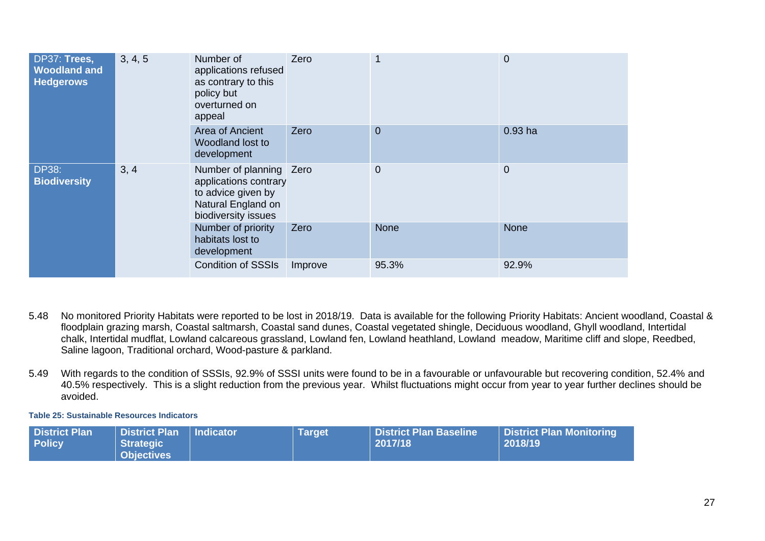| | | | | | |
|---|---|---|---|---|---|
| DP37: **Trees, Woodland and Hedgerows** | 3, 4, 5 | Number of applications refused as contrary to this policy but overturned on appeal | Zero | 1 | 0 |
| | | Area of Ancient Woodland lost to development | Zero | 0 | 0.93 ha |
| DP38: **Biodiversity** | 3, 4 | Number of planning applications contrary to advice given by Natural England on biodiversity issues | Zero | 0 | 0 |
| | | Number of priority habitats lost to development | Zero | None | None |
| | | Condition of SSSIs | Improve | 95.3% | 92.9% |

5.48 No monitored Priority Habitats were reported to be lost in 2018/19. Data is available for the following Priority Habitats: Ancient woodland, Coastal & floodplain grazing marsh, Coastal saltmarsh, Coastal sand dunes, Coastal vegetated shingle, Deciduous woodland, Ghyll woodland, Intertidal chalk, Intertidal mudflat, Lowland calcareous grassland, Lowland fen, Lowland heathland, Lowland meadow, Maritime cliff and slope, Reedbed, Saline lagoon, Traditional orchard, Wood-pasture & parkland.

5.49 With regards to the condition of SSSIs, 92.9% of SSSI units were found to be in a favourable or unfavourable but recovering condition, 52.4% and 40.5% respectively. This is a slight reduction from the previous year. Whilst fluctuations might occur from year to year further declines should be avoided.

**Table 25: Sustainable Resources Indicators**

| District Plan Policy | District Plan Strategic Objectives | Indicator | Target | District Plan Baseline 2017/18 | District Plan Monitoring 2018/19 |
|---|---|---|---|---|---|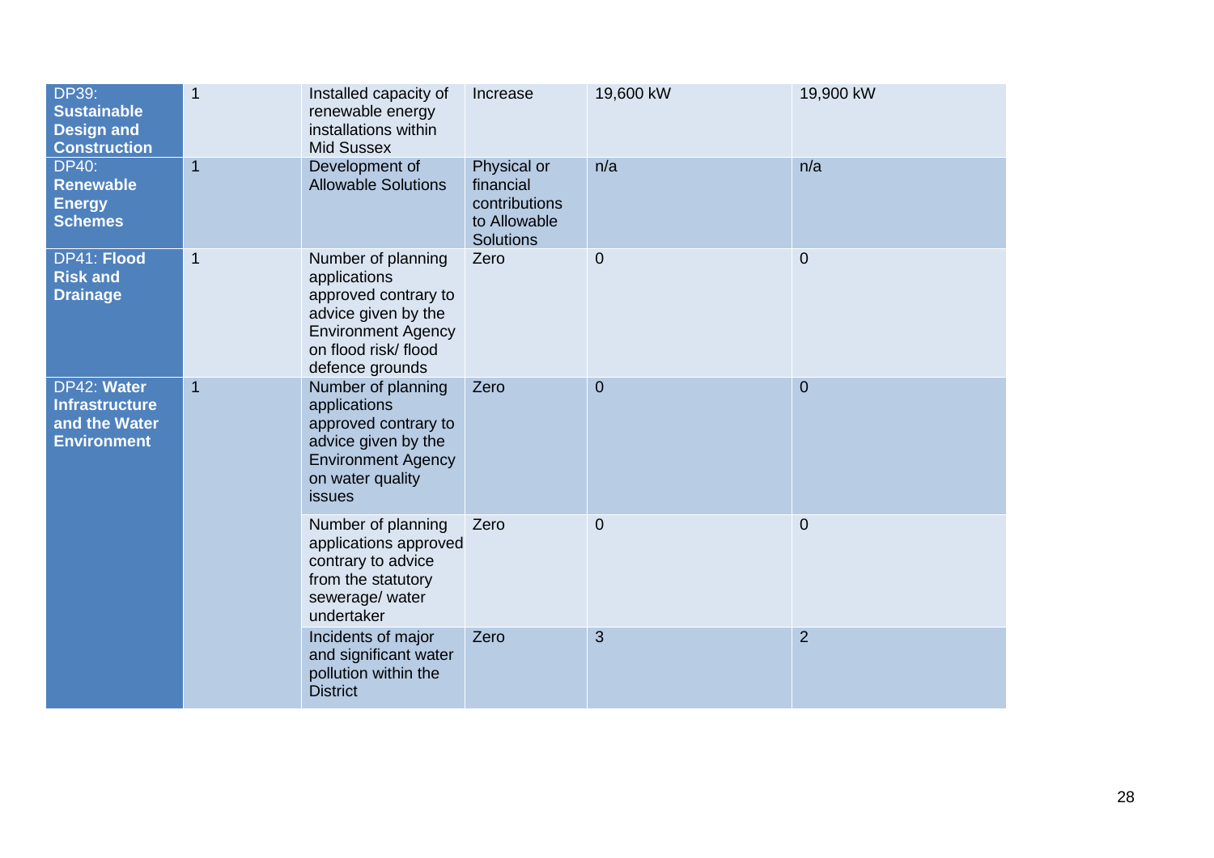| | | | | | |
|---|---|---|---|---|---|
| DP39: **Sustainable Design and Construction** | 1 | Installed capacity of renewable energy installations within Mid Sussex | Increase | 19,600 kW | 19,900 kW |
| DP40: **Renewable Energy Schemes** | 1 | Development of Allowable Solutions | Physical or financial contributions to Allowable Solutions | n/a | n/a |
| DP41: **Flood Risk and Drainage** | 1 | Number of planning applications approved contrary to advice given by the Environment Agency on flood risk/ flood defence grounds | Zero | 0 | 0 |
| DP42: **Water Infrastructure and the Water Environment** | 1 | Number of planning applications approved contrary to advice given by the Environment Agency on water quality issues | Zero | 0 | 0 |
| | | Number of planning applications approved contrary to advice from the statutory sewerage/ water undertaker | Zero | 0 | 0 |
| | | Incidents of major and significant water pollution within the District | Zero | 3 | 2 |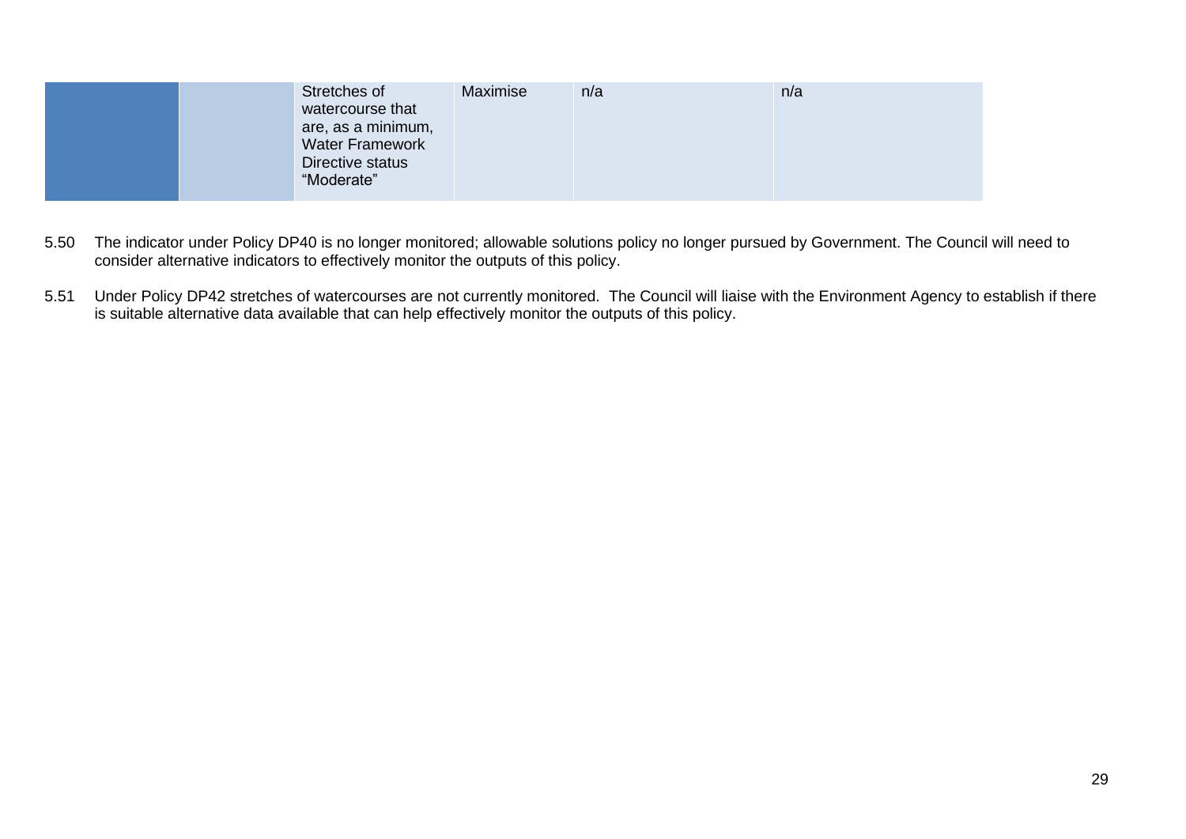| | | | | | |
|---|---|---|---|---|---|
| | | Stretches of watercourse that are, as a minimum, Water Framework Directive status "Moderate" | Maximise | n/a | n/a |

5.50 The indicator under Policy DP40 is no longer monitored; allowable solutions policy no longer pursued by Government. The Council will need to consider alternative indicators to effectively monitor the outputs of this policy.

5.51 Under Policy DP42 stretches of watercourses are not currently monitored. The Council will liaise with the Environment Agency to establish if there is suitable alternative data available that can help effectively monitor the outputs of this policy.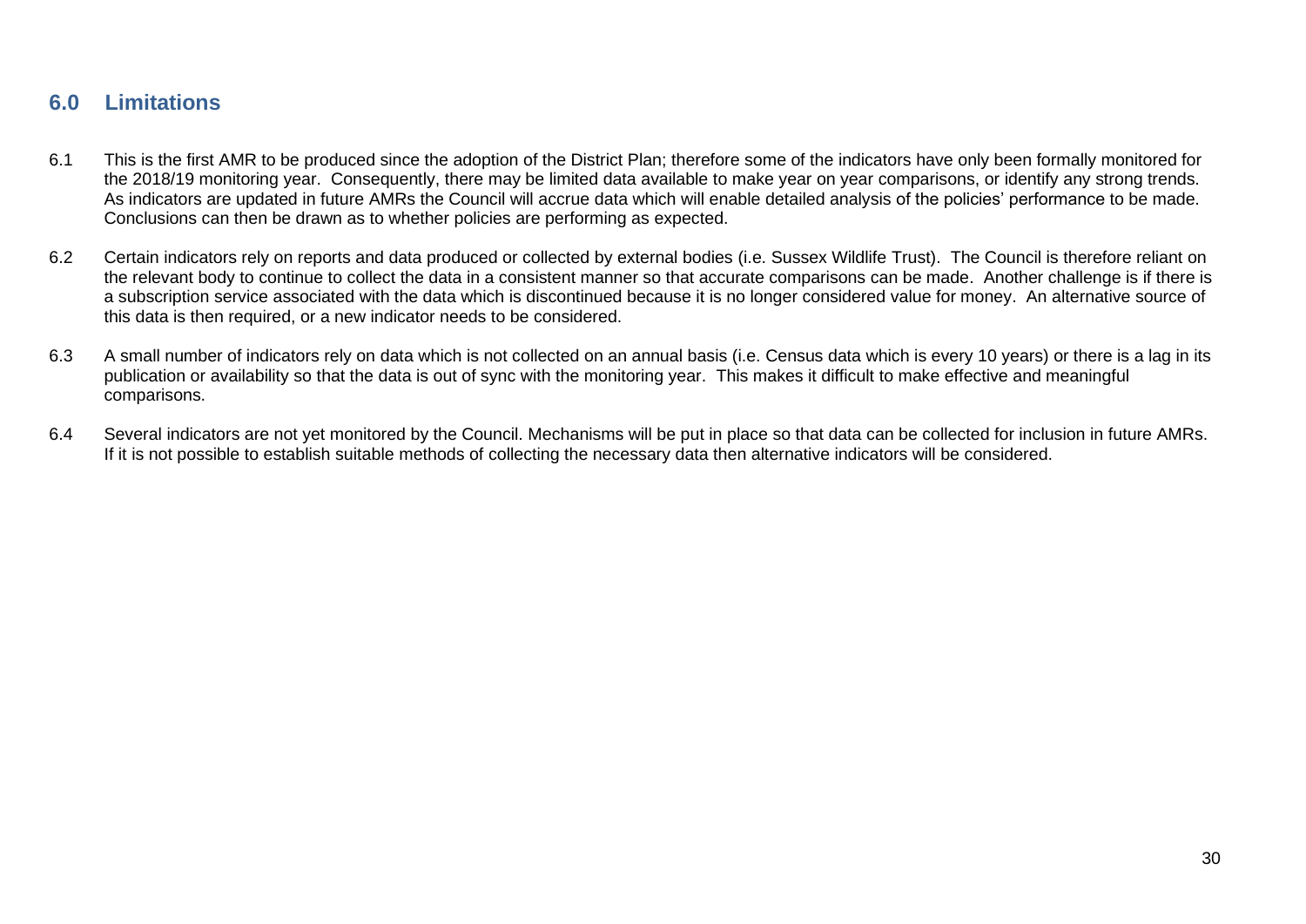## 6.0 Limitations

6.1 This is the first AMR to be produced since the adoption of the District Plan; therefore some of the indicators have only been formally monitored for the 2018/19 monitoring year. Consequently, there may be limited data available to make year on year comparisons, or identify any strong trends. As indicators are updated in future AMRs the Council will accrue data which will enable detailed analysis of the policies' performance to be made. Conclusions can then be drawn as to whether policies are performing as expected.

6.2 Certain indicators rely on reports and data produced or collected by external bodies (i.e. Sussex Wildlife Trust). The Council is therefore reliant on the relevant body to continue to collect the data in a consistent manner so that accurate comparisons can be made. Another challenge is if there is a subscription service associated with the data which is discontinued because it is no longer considered value for money. An alternative source of this data is then required, or a new indicator needs to be considered.

6.3 A small number of indicators rely on data which is not collected on an annual basis (i.e. Census data which is every 10 years) or there is a lag in its publication or availability so that the data is out of sync with the monitoring year. This makes it difficult to make effective and meaningful comparisons.

6.4 Several indicators are not yet monitored by the Council. Mechanisms will be put in place so that data can be collected for inclusion in future AMRs. If it is not possible to establish suitable methods of collecting the necessary data then alternative indicators will be considered.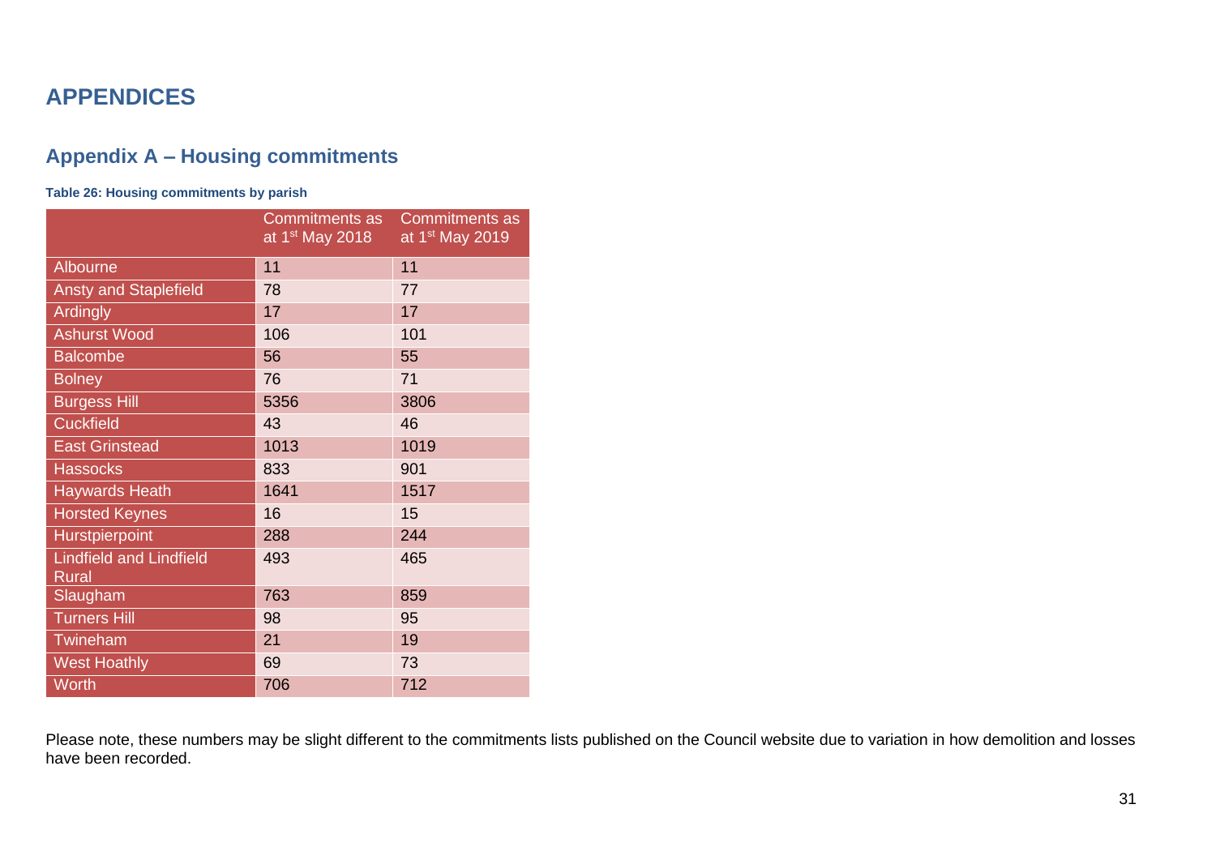# APPENDICES

## Appendix A – Housing commitments

**Table 26: Housing commitments by parish**

| | Commitments as at 1st May 2018 | Commitments as at 1st May 2019 |
|---|---|---|
| Albourne | 11 | 11 |
| Ansty and Staplefield | 78 | 77 |
| Ardingly | 17 | 17 |
| Ashurst Wood | 106 | 101 |
| Balcombe | 56 | 55 |
| Bolney | 76 | 71 |
| Burgess Hill | 5356 | 3806 |
| Cuckfield | 43 | 46 |
| East Grinstead | 1013 | 1019 |
| Hassocks | 833 | 901 |
| Haywards Heath | 1641 | 1517 |
| Horsted Keynes | 16 | 15 |
| Hurstpierpoint | 288 | 244 |
| Lindfield and Lindfield Rural | 493 | 465 |
| Slaugham | 763 | 859 |
| Turners Hill | 98 | 95 |
| Twineham | 21 | 19 |
| West Hoathly | 69 | 73 |
| Worth | 706 | 712 |

Please note, these numbers may be slight different to the commitments lists published on the Council website due to variation in how demolition and losses have been recorded.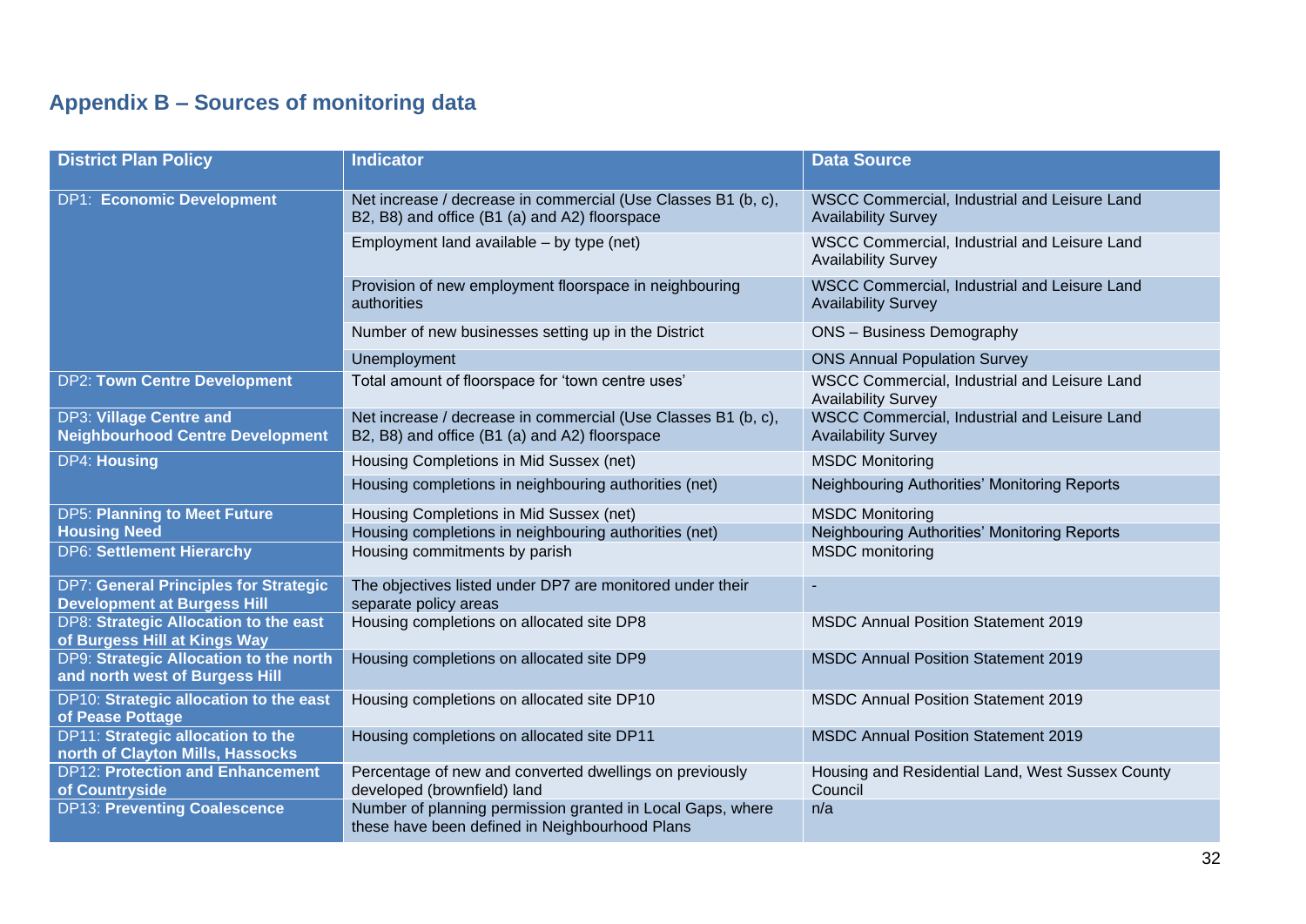## Appendix B – Sources of monitoring data

| District Plan Policy | Indicator | Data Source |
|---|---|---|
| DP1: **Economic Development** | Net increase / decrease in commercial (Use Classes B1 (b, c), B2, B8) and office (B1 (a) and A2) floorspace | WSCC Commercial, Industrial and Leisure Land Availability Survey |
| | Employment land available – by type (net) | WSCC Commercial, Industrial and Leisure Land Availability Survey |
| | Provision of new employment floorspace in neighbouring authorities | WSCC Commercial, Industrial and Leisure Land Availability Survey |
| | Number of new businesses setting up in the District | ONS – Business Demography |
| | Unemployment | ONS Annual Population Survey |
| DP2: **Town Centre Development** | Total amount of floorspace for 'town centre uses' | WSCC Commercial, Industrial and Leisure Land Availability Survey |
| DP3: **Village Centre and Neighbourhood Centre Development** | Net increase / decrease in commercial (Use Classes B1 (b, c), B2, B8) and office (B1 (a) and A2) floorspace | WSCC Commercial, Industrial and Leisure Land Availability Survey |
| DP4: **Housing** | Housing Completions in Mid Sussex (net) | MSDC Monitoring |
| | Housing completions in neighbouring authorities (net) | Neighbouring Authorities' Monitoring Reports |
| DP5: **Planning to Meet Future Housing Need** | Housing Completions in Mid Sussex (net) | MSDC Monitoring |
| | Housing completions in neighbouring authorities (net) | Neighbouring Authorities' Monitoring Reports |
| DP6: **Settlement Hierarchy** | Housing commitments by parish | MSDC monitoring |
| DP7: **General Principles for Strategic Development at Burgess Hill** | The objectives listed under DP7 are monitored under their separate policy areas | - |
| DP8: **Strategic Allocation to the east of Burgess Hill at Kings Way** | Housing completions on allocated site DP8 | MSDC Annual Position Statement 2019 |
| DP9: **Strategic Allocation to the north and north west of Burgess Hill** | Housing completions on allocated site DP9 | MSDC Annual Position Statement 2019 |
| DP10: **Strategic allocation to the east of Pease Pottage** | Housing completions on allocated site DP10 | MSDC Annual Position Statement 2019 |
| DP11: **Strategic allocation to the north of Clayton Mills, Hassocks** | Housing completions on allocated site DP11 | MSDC Annual Position Statement 2019 |
| DP12: **Protection and Enhancement of Countryside** | Percentage of new and converted dwellings on previously developed (brownfield) land | Housing and Residential Land, West Sussex County Council |
| DP13: **Preventing Coalescence** | Number of planning permission granted in Local Gaps, where these have been defined in Neighbourhood Plans | n/a |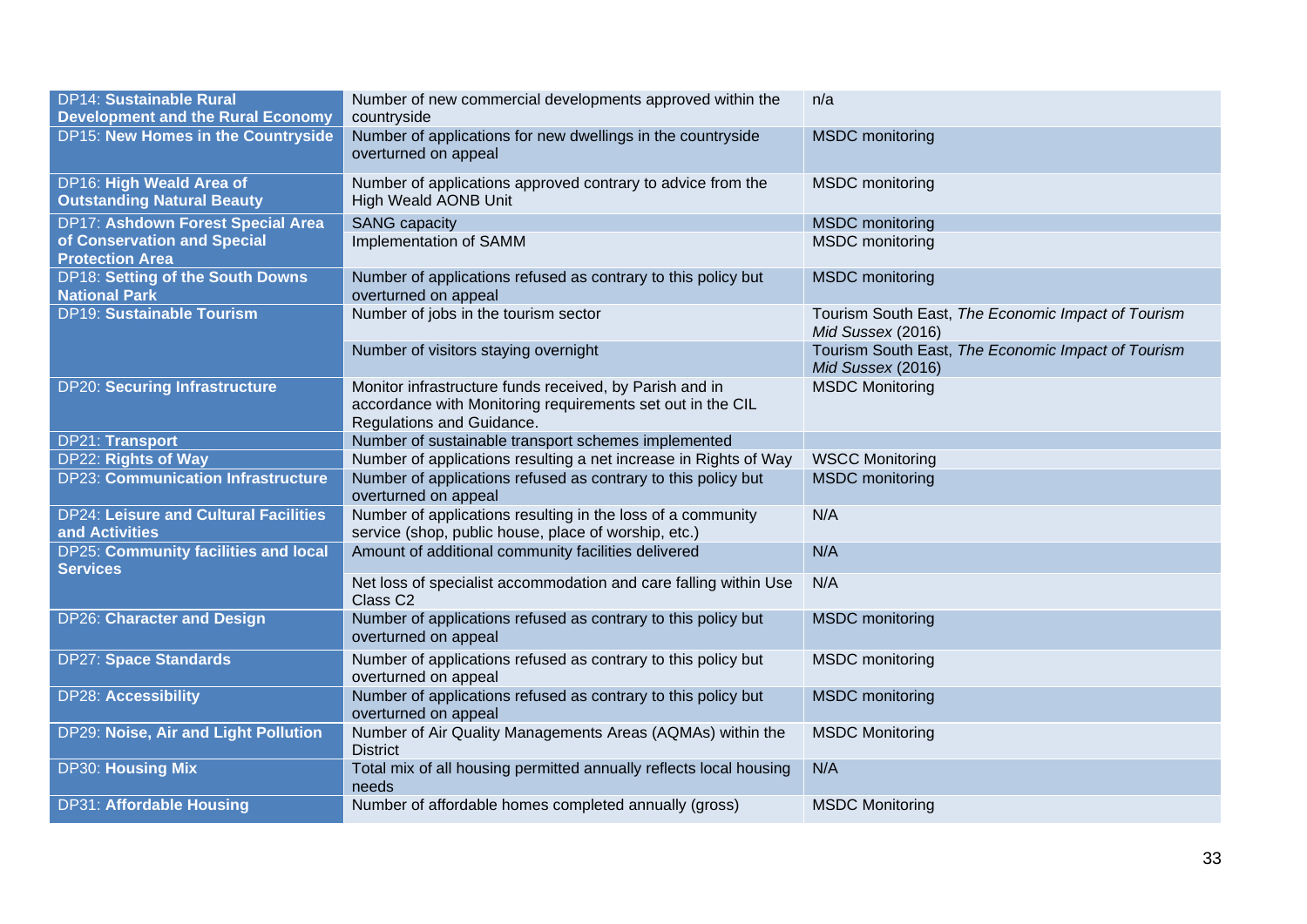| | | |
|---|---|---|
| DP14: **Sustainable Rural Development and the Rural Economy** | Number of new commercial developments approved within the countryside | n/a |
| DP15: **New Homes in the Countryside** | Number of applications for new dwellings in the countryside overturned on appeal | MSDC monitoring |
| DP16: **High Weald Area of Outstanding Natural Beauty** | Number of applications approved contrary to advice from the High Weald AONB Unit | MSDC monitoring |
| DP17: **Ashdown Forest Special Area of Conservation and Special Protection Area** | SANG capacity | MSDC monitoring |
| | Implementation of SAMM | MSDC monitoring |
| DP18: **Setting of the South Downs National Park** | Number of applications refused as contrary to this policy but overturned on appeal | MSDC monitoring |
| DP19: **Sustainable Tourism** | Number of jobs in the tourism sector | Tourism South East, *The Economic Impact of Tourism Mid Sussex* (2016) |
| | Number of visitors staying overnight | Tourism South East, *The Economic Impact of Tourism Mid Sussex* (2016) |
| DP20: **Securing Infrastructure** | Monitor infrastructure funds received, by Parish and in accordance with Monitoring requirements set out in the CIL Regulations and Guidance. | MSDC Monitoring |
| DP21: **Transport** | Number of sustainable transport schemes implemented | |
| DP22: **Rights of Way** | Number of applications resulting a net increase in Rights of Way | WSCC Monitoring |
| DP23: **Communication Infrastructure** | Number of applications refused as contrary to this policy but overturned on appeal | MSDC monitoring |
| DP24: **Leisure and Cultural Facilities and Activities** | Number of applications resulting in the loss of a community service (shop, public house, place of worship, etc.) | N/A |
| DP25: **Community facilities and local Services** | Amount of additional community facilities delivered | N/A |
| | Net loss of specialist accommodation and care falling within Use Class C2 | N/A |
| DP26: **Character and Design** | Number of applications refused as contrary to this policy but overturned on appeal | MSDC monitoring |
| DP27: **Space Standards** | Number of applications refused as contrary to this policy but overturned on appeal | MSDC monitoring |
| DP28: **Accessibility** | Number of applications refused as contrary to this policy but overturned on appeal | MSDC monitoring |
| DP29: **Noise, Air and Light Pollution** | Number of Air Quality Managements Areas (AQMAs) within the District | MSDC Monitoring |
| DP30: **Housing Mix** | Total mix of all housing permitted annually reflects local housing needs | N/A |
| DP31: **Affordable Housing** | Number of affordable homes completed annually (gross) | MSDC Monitoring |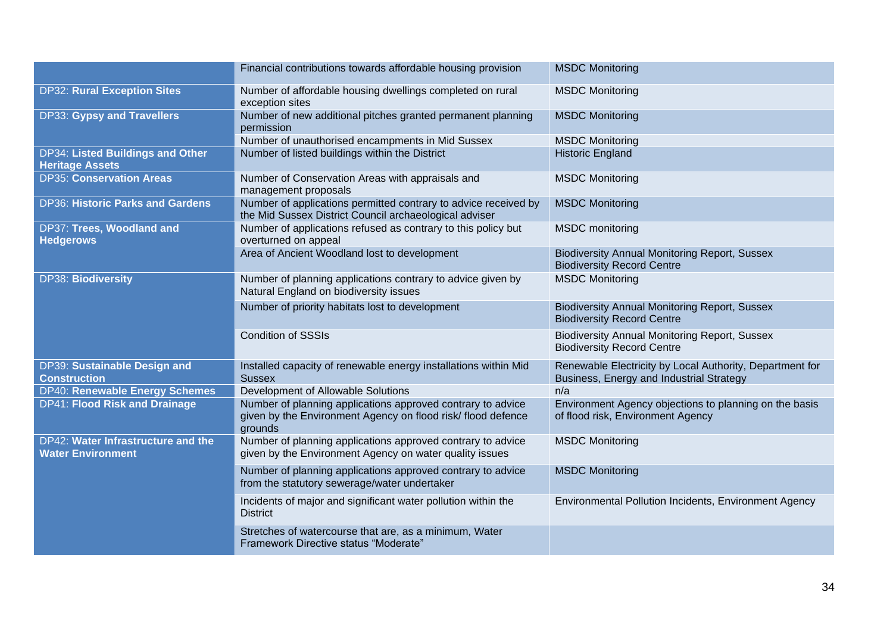| | | |
|---|---|---|
| | Financial contributions towards affordable housing provision | MSDC Monitoring |
| DP32: **Rural Exception Sites** | Number of affordable housing dwellings completed on rural exception sites | MSDC Monitoring |
| DP33: **Gypsy and Travellers** | Number of new additional pitches granted permanent planning permission | MSDC Monitoring |
| | Number of unauthorised encampments in Mid Sussex | MSDC Monitoring |
| DP34: **Listed Buildings and Other Heritage Assets** | Number of listed buildings within the District | Historic England |
| DP35: **Conservation Areas** | Number of Conservation Areas with appraisals and management proposals | MSDC Monitoring |
| DP36: **Historic Parks and Gardens** | Number of applications permitted contrary to advice received by the Mid Sussex District Council archaeological adviser | MSDC Monitoring |
| DP37: **Trees, Woodland and Hedgerows** | Number of applications refused as contrary to this policy but overturned on appeal | MSDC monitoring |
| | Area of Ancient Woodland lost to development | Biodiversity Annual Monitoring Report, Sussex Biodiversity Record Centre |
| DP38: **Biodiversity** | Number of planning applications contrary to advice given by Natural England on biodiversity issues | MSDC Monitoring |
| | Number of priority habitats lost to development | Biodiversity Annual Monitoring Report, Sussex Biodiversity Record Centre |
| | Condition of SSSIs | Biodiversity Annual Monitoring Report, Sussex Biodiversity Record Centre |
| DP39: **Sustainable Design and Construction** | Installed capacity of renewable energy installations within Mid Sussex | Renewable Electricity by Local Authority, Department for Business, Energy and Industrial Strategy |
| DP40: **Renewable Energy Schemes** | Development of Allowable Solutions | n/a |
| DP41: **Flood Risk and Drainage** | Number of planning applications approved contrary to advice given by the Environment Agency on flood risk/ flood defence grounds | Environment Agency objections to planning on the basis of flood risk, Environment Agency |
| DP42: **Water Infrastructure and the Water Environment** | Number of planning applications approved contrary to advice given by the Environment Agency on water quality issues | MSDC Monitoring |
| | Number of planning applications approved contrary to advice from the statutory sewerage/water undertaker | MSDC Monitoring |
| | Incidents of major and significant water pollution within the District | Environmental Pollution Incidents, Environment Agency |
| | Stretches of watercourse that are, as a minimum, Water Framework Directive status "Moderate" | |